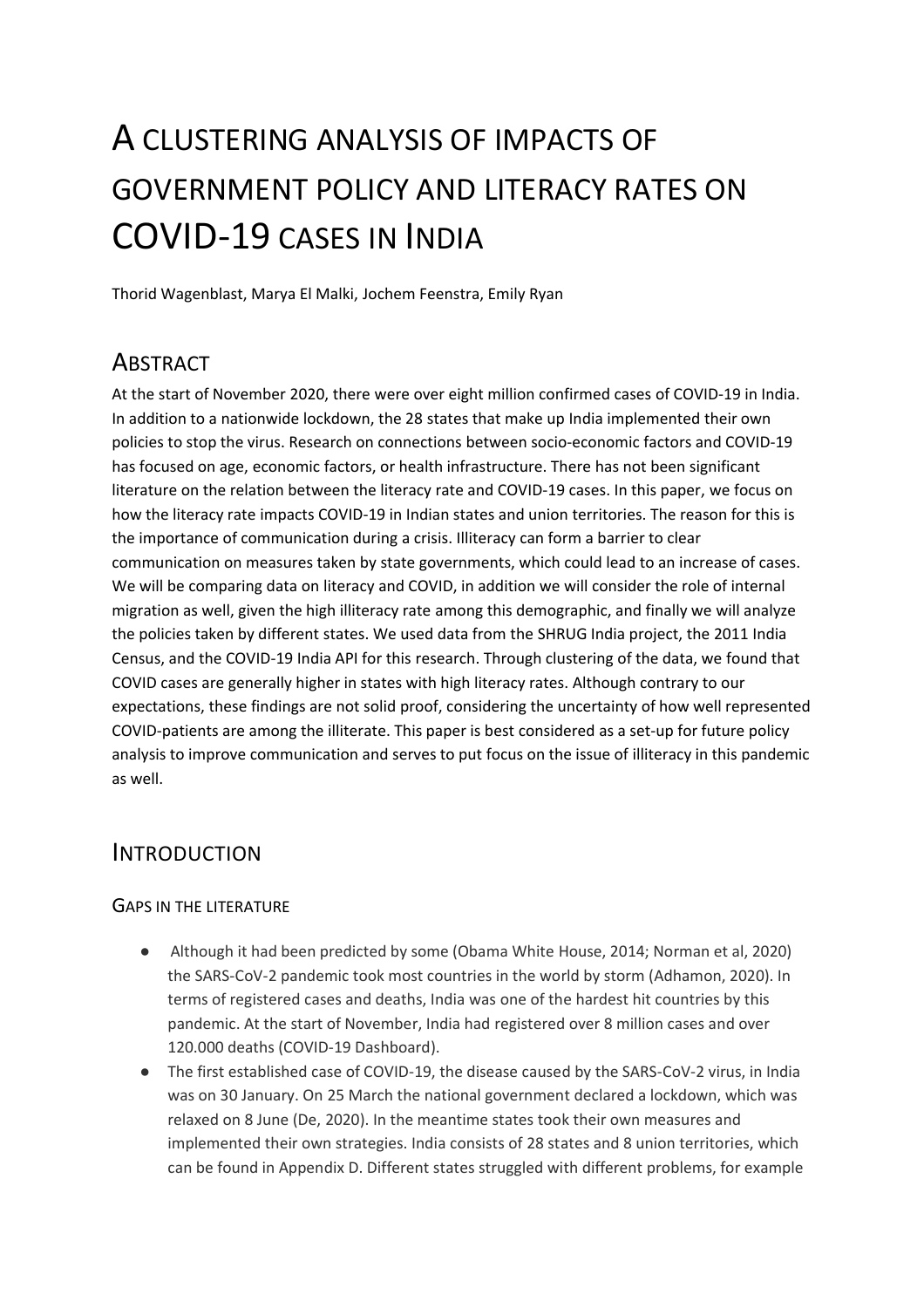# A CLUSTERING ANALYSIS OF IMPACTS OF GOVERNMENT POLICY AND LITERACY RATES ON COVID-19 CASES IN INDIA

Thorid Wagenblast, Marya El Malki, Jochem Feenstra, Emily Ryan

## ABSTRACT

At the start of November 2020, there were over eight million confirmed cases of COVID-19 in India. In addition to a nationwide lockdown, the 28 states that make up India implemented their own policies to stop the virus. Research on connections between socio-economic factors and COVID-19 has focused on age, economic factors, or health infrastructure. There has not been significant literature on the relation between the literacy rate and COVID-19 cases. In this paper, we focus on how the literacy rate impacts COVID-19 in Indian states and union territories. The reason for this is the importance of communication during a crisis. Illiteracy can form a barrier to clear communication on measures taken by state governments, which could lead to an increase of cases. We will be comparing data on literacy and COVID, in addition we will consider the role of internal migration as well, given the high illiteracy rate among this demographic, and finally we will analyze the policies taken by different states. We used data from the SHRUG India project, the 2011 India Census, and the COVID-19 India API for this research. Through clustering of the data, we found that COVID cases are generally higher in states with high literacy rates. Although contrary to our expectations, these findings are not solid proof, considering the uncertainty of how well represented COVID-patients are among the illiterate. This paper is best considered as a set-up for future policy analysis to improve communication and serves to put focus on the issue of illiteracy in this pandemic as well.

## INTRODUCTION

### GAPS IN THE LITERATURE

- Although it had been predicted by some (Obama White House, 2014; Norman et al, 2020) the SARS-CoV-2 pandemic took most countries in the world by storm (Adhamon, 2020). In terms of registered cases and deaths, India was one of the hardest hit countries by this pandemic. At the start of November, India had registered over 8 million cases and over 120.000 deaths (COVID-19 Dashboard).
- The first established case of COVID-19, the disease caused by the SARS-CoV-2 virus, in India was on 30 January. On 25 March the national government declared a lockdown, which was relaxed on 8 June (De, 2020). In the meantime states took their own measures and implemented their own strategies. India consists of 28 states and 8 union territories, which can be found in Appendix D. Different states struggled with different problems, for example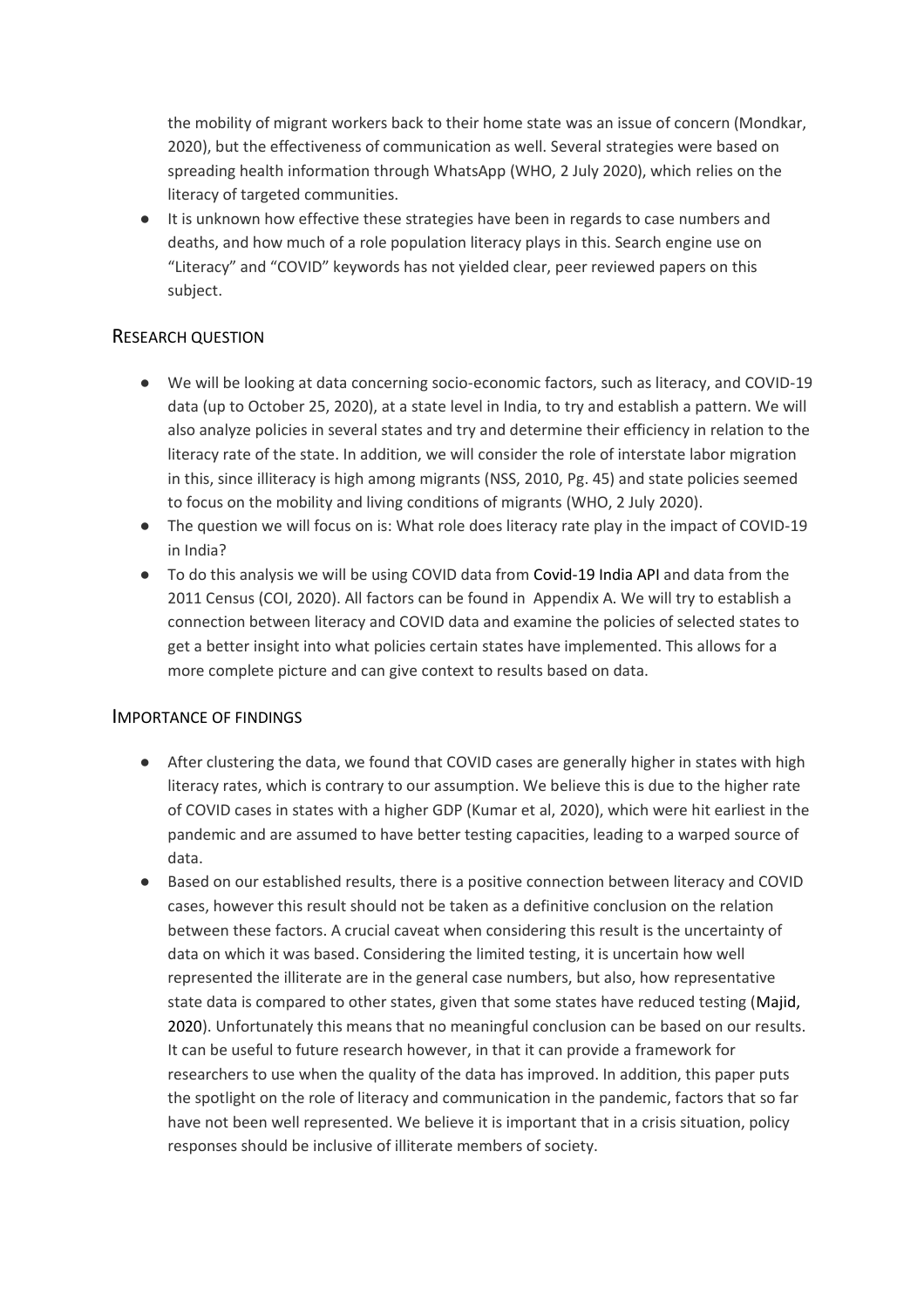the mobility of migrant workers back to their home state was an issue of concern (Mondkar, 2020), but the effectiveness of communication as well. Several strategies were based on spreading health information through WhatsApp (WHO, 2 July 2020), which relies on the literacy of targeted communities.

- It is unknown how effective these strategies have been in regards to case numbers and deaths, and how much of a role population literacy plays in this. Search engine use on "Literacy" and "COVID" keywords has not yielded clear, peer reviewed papers on this subject.

## Research question

- We will be looking at data concerning socio-economic factors, such as literacy, and COVID-19 data (up to October 25, 2020), at a state level in India, to try and establish a pattern. We will also analyze policies in several states and try and determine their efficiency in relation to the literacy rate of the state. In addition, we will consider the role of interstate labor migration in this, since illiteracy is high among migrants (NSS, 2010, Pg. 45) and state policies seemed to focus on the mobility and living conditions of migrants (WHO, 2 July 2020).
- The question we will focus on is: What role does literacy rate play in the impact of COVID-19 in India?
- To do this analysis we will be using COVID data from Covid-19 India API and data from the 2011 Census (COI, 2020). All factors can be found in Appendix A. We will try to establish a connection between literacy and COVID data and examine the policies of selected states to get a better insight into what policies certain states have implemented. This allows for a more complete picture and can give context to results based on data.

## Importance of findings

- After clustering the data, we found that COVID cases are generally higher in states with high literacy rates, which is contrary to our assumption. We believe this is due to the higher rate of COVID cases in states with a higher GDP (Kumar et al, 2020), which were hit earliest in the pandemic and are assumed to have better testing capacities, leading to a warped source of data.
- Based on our established results, there is a positive connection between literacy and COVID cases, however this result should not be taken as a definitive conclusion on the relation between these factors. A crucial caveat when considering this result is the uncertainty of data on which it was based. Considering the limited testing, it is uncertain how well represented the illiterate are in the general case numbers, but also, how representative state data is compared to other states, given that some states have reduced testing (Majid, 2020). Unfortunately this means that no meaningful conclusion can be based on our results. It can be useful to future research however, in that it can provide a framework for researchers to use when the quality of the data has improved. In addition, this paper puts the spotlight on the role of literacy and communication in the pandemic, factors that so far have not been well represented. We believe it is important that in a crisis situation, policy responses should be inclusive of illiterate members of society.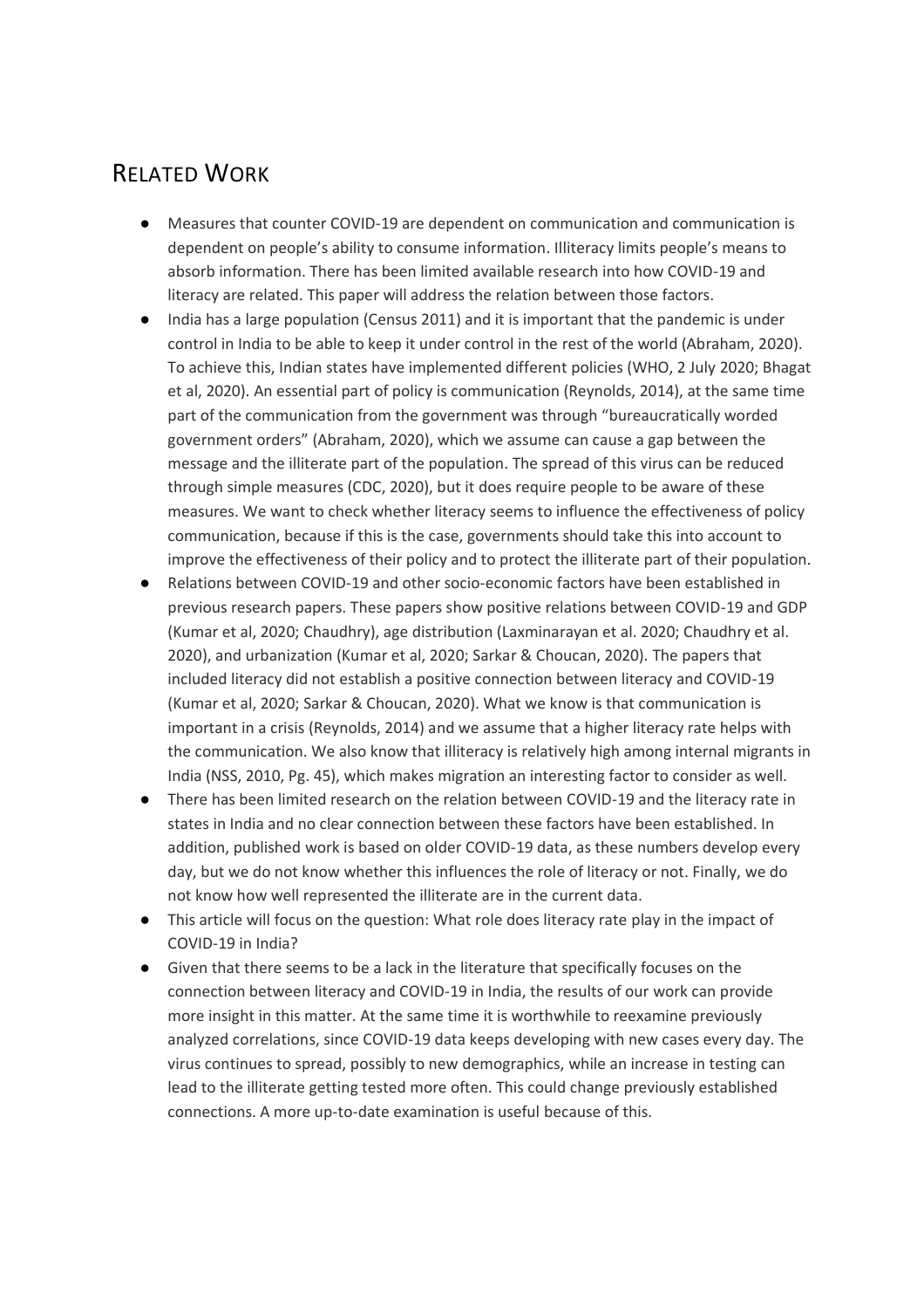## Related Work

- Measures that counter COVID-19 are dependent on communication and communication is dependent on people's ability to consume information. Illiteracy limits people's means to absorb information. There has been limited available research into how COVID-19 and literacy are related. This paper will address the relation between those factors.
- India has a large population (Census 2011) and it is important that the pandemic is under control in India to be able to keep it under control in the rest of the world (Abraham, 2020). To achieve this, Indian states have implemented different policies (WHO, 2 July 2020; Bhagat et al, 2020). An essential part of policy is communication (Reynolds, 2014), at the same time part of the communication from the government was through "bureaucratically worded government orders" (Abraham, 2020), which we assume can cause a gap between the message and the illiterate part of the population. The spread of this virus can be reduced through simple measures (CDC, 2020), but it does require people to be aware of these measures. We want to check whether literacy seems to influence the effectiveness of policy communication, because if this is the case, governments should take this into account to improve the effectiveness of their policy and to protect the illiterate part of their population.
- Relations between COVID-19 and other socio-economic factors have been established in previous research papers. These papers show positive relations between COVID-19 and GDP (Kumar et al, 2020; Chaudhry), age distribution (Laxminarayan et al. 2020; Chaudhry et al. 2020), and urbanization (Kumar et al, 2020; Sarkar & Choucan, 2020). The papers that included literacy did not establish a positive connection between literacy and COVID-19 (Kumar et al, 2020; Sarkar & Choucan, 2020). What we know is that communication is important in a crisis (Reynolds, 2014) and we assume that a higher literacy rate helps with the communication. We also know that illiteracy is relatively high among internal migrants in India (NSS, 2010, Pg. 45), which makes migration an interesting factor to consider as well.
- There has been limited research on the relation between COVID-19 and the literacy rate in states in India and no clear connection between these factors have been established. In addition, published work is based on older COVID-19 data, as these numbers develop every day, but we do not know whether this influences the role of literacy or not. Finally, we do not know how well represented the illiterate are in the current data.
- This article will focus on the question: What role does literacy rate play in the impact of COVID-19 in India?
- Given that there seems to be a lack in the literature that specifically focuses on the connection between literacy and COVID-19 in India, the results of our work can provide more insight in this matter. At the same time it is worthwhile to reexamine previously analyzed correlations, since COVID-19 data keeps developing with new cases every day. The virus continues to spread, possibly to new demographics, while an increase in testing can lead to the illiterate getting tested more often. This could change previously established connections. A more up-to-date examination is useful because of this.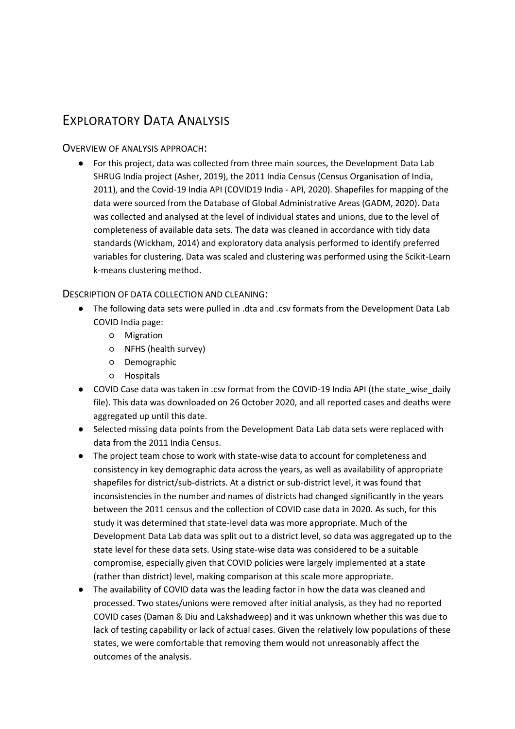# Exploratory Data Analysis

## Overview of analysis approach:

- For this project, data was collected from three main sources, the Development Data Lab SHRUG India project (Asher, 2019), the 2011 India Census (Census Organisation of India, 2011), and the Covid-19 India API (COVID19 India - API, 2020). Shapefiles for mapping of the data were sourced from the Database of Global Administrative Areas (GADM, 2020). Data was collected and analysed at the level of individual states and unions, due to the level of completeness of available data sets. The data was cleaned in accordance with tidy data standards (Wickham, 2014) and exploratory data analysis performed to identify preferred variables for clustering. Data was scaled and clustering was performed using the Scikit-Learn k-means clustering method.

## Description of data collection and cleaning:

- The following data sets were pulled in .dta and .csv formats from the Development Data Lab COVID India page:
    - Migration
    - NFHS (health survey)
    - Demographic
    - Hospitals
- COVID Case data was taken in .csv format from the COVID-19 India API (the state_wise_daily file). This data was downloaded on 26 October 2020, and all reported cases and deaths were aggregated up until this date.
- Selected missing data points from the Development Data Lab data sets were replaced with data from the 2011 India Census.
- The project team chose to work with state-wise data to account for completeness and consistency in key demographic data across the years, as well as availability of appropriate shapefiles for district/sub-districts. At a district or sub-district level, it was found that inconsistencies in the number and names of districts had changed significantly in the years between the 2011 census and the collection of COVID case data in 2020. As such, for this study it was determined that state-level data was more appropriate. Much of the Development Data Lab data was split out to a district level, so data was aggregated up to the state level for these data sets. Using state-wise data was considered to be a suitable compromise, especially given that COVID policies were largely implemented at a state (rather than district) level, making comparison at this scale more appropriate.
- The availability of COVID data was the leading factor in how the data was cleaned and processed. Two states/unions were removed after initial analysis, as they had no reported COVID cases (Daman & Diu and Lakshadweep) and it was unknown whether this was due to lack of testing capability or lack of actual cases. Given the relatively low populations of these states, we were comfortable that removing them would not unreasonably affect the outcomes of the analysis.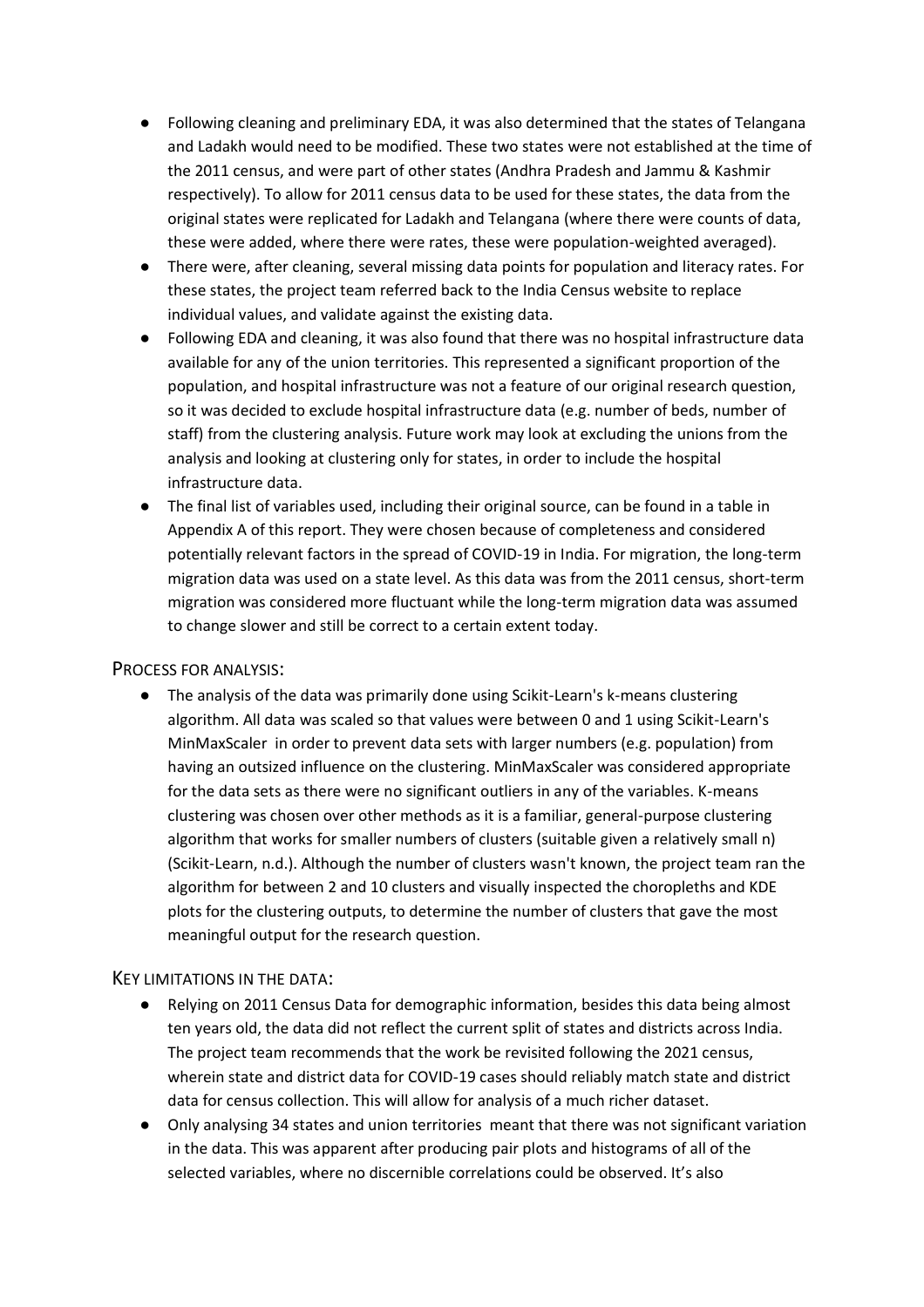- Following cleaning and preliminary EDA, it was also determined that the states of Telangana and Ladakh would need to be modified. These two states were not established at the time of the 2011 census, and were part of other states (Andhra Pradesh and Jammu & Kashmir respectively). To allow for 2011 census data to be used for these states, the data from the original states were replicated for Ladakh and Telangana (where there were counts of data, these were added, where there were rates, these were population-weighted averaged).
- There were, after cleaning, several missing data points for population and literacy rates. For these states, the project team referred back to the India Census website to replace individual values, and validate against the existing data.
- Following EDA and cleaning, it was also found that there was no hospital infrastructure data available for any of the union territories. This represented a significant proportion of the population, and hospital infrastructure was not a feature of our original research question, so it was decided to exclude hospital infrastructure data (e.g. number of beds, number of staff) from the clustering analysis. Future work may look at excluding the unions from the analysis and looking at clustering only for states, in order to include the hospital infrastructure data.
- The final list of variables used, including their original source, can be found in a table in Appendix A of this report. They were chosen because of completeness and considered potentially relevant factors in the spread of COVID-19 in India. For migration, the long-term migration data was used on a state level. As this data was from the 2011 census, short-term migration was considered more fluctuant while the long-term migration data was assumed to change slower and still be correct to a certain extent today.

## Process for analysis:

- The analysis of the data was primarily done using Scikit-Learn's k-means clustering algorithm. All data was scaled so that values were between 0 and 1 using Scikit-Learn's MinMaxScaler in order to prevent data sets with larger numbers (e.g. population) from having an outsized influence on the clustering. MinMaxScaler was considered appropriate for the data sets as there were no significant outliers in any of the variables. K-means clustering was chosen over other methods as it is a familiar, general-purpose clustering algorithm that works for smaller numbers of clusters (suitable given a relatively small n) (Scikit-Learn, n.d.). Although the number of clusters wasn't known, the project team ran the algorithm for between 2 and 10 clusters and visually inspected the choropleths and KDE plots for the clustering outputs, to determine the number of clusters that gave the most meaningful output for the research question.

## Key limitations in the data:

- Relying on 2011 Census Data for demographic information, besides this data being almost ten years old, the data did not reflect the current split of states and districts across India. The project team recommends that the work be revisited following the 2021 census, wherein state and district data for COVID-19 cases should reliably match state and district data for census collection. This will allow for analysis of a much richer dataset.
- Only analysing 34 states and union territories meant that there was not significant variation in the data. This was apparent after producing pair plots and histograms of all of the selected variables, where no discernible correlations could be observed. It's also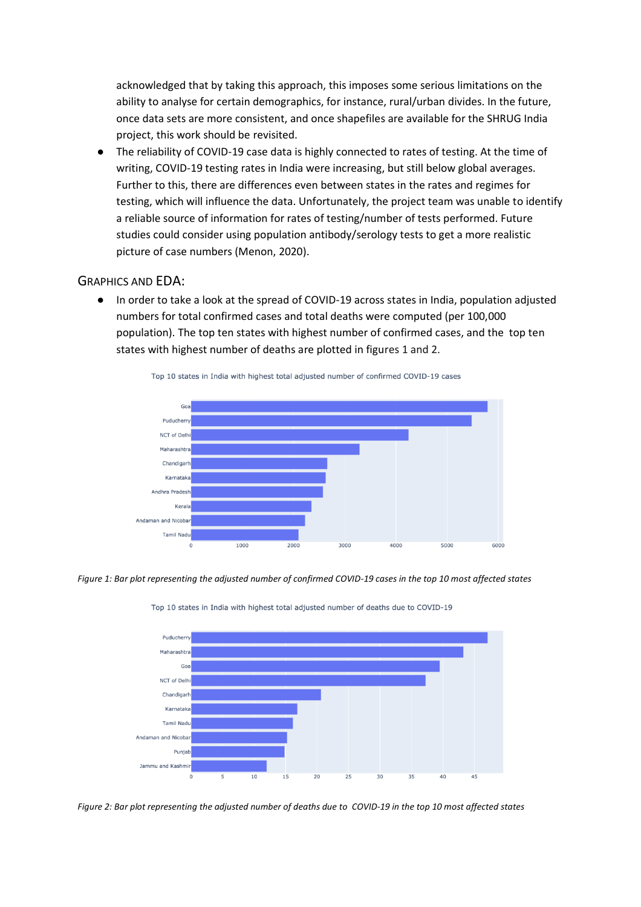acknowledged that by taking this approach, this imposes some serious limitations on the ability to analyse for certain demographics, for instance, rural/urban divides. In the future, once data sets are more consistent, and once shapefiles are available for the SHRUG India project, this work should be revisited.

- The reliability of COVID-19 case data is highly connected to rates of testing. At the time of writing, COVID-19 testing rates in India were increasing, but still below global averages. Further to this, there are differences even between states in the rates and regimes for testing, which will influence the data. Unfortunately, the project team was unable to identify a reliable source of information for rates of testing/number of tests performed. Future studies could consider using population antibody/serology tests to get a more realistic picture of case numbers (Menon, 2020).

## Graphics and EDA:

- In order to take a look at the spread of COVID-19 across states in India, population adjusted numbers for total confirmed cases and total deaths were computed (per 100,000 population). The top ten states with highest number of confirmed cases, and the top ten states with highest number of deaths are plotted in figures 1 and 2.

*Figure 1: Bar plot representing the adjusted number of confirmed COVID-19 cases in the top 10 most affected states*

*Figure 2: Bar plot representing the adjusted number of deaths due to COVID-19 in the top 10 most affected states*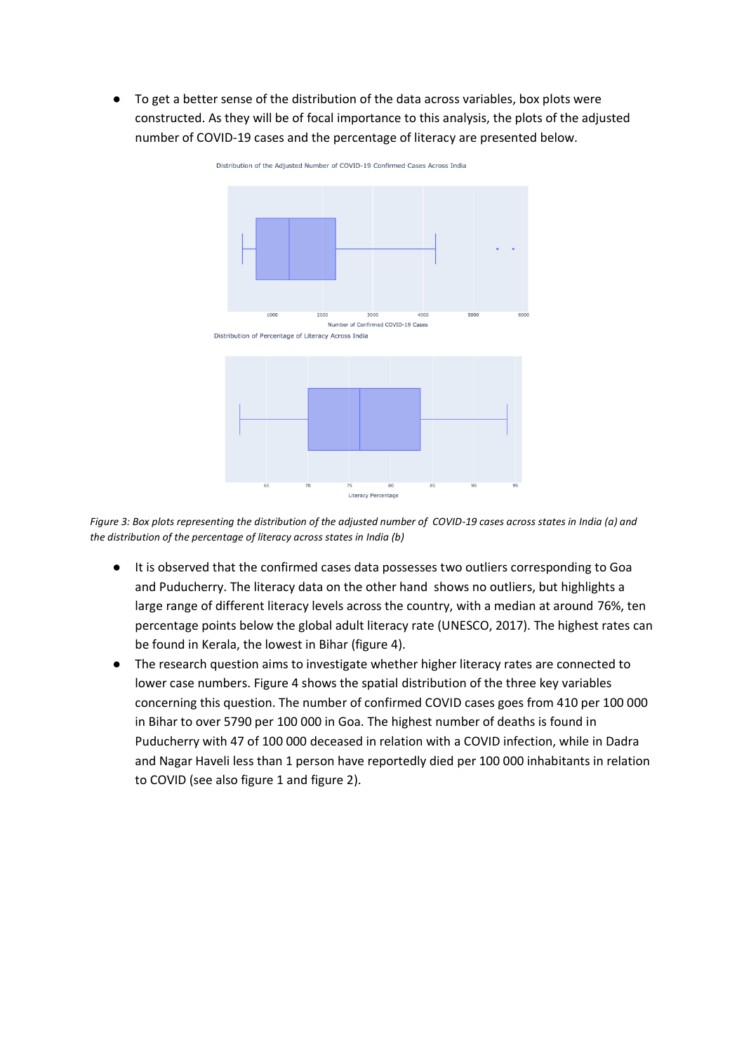- To get a better sense of the distribution of the data across variables, box plots were constructed. As they will be of focal importance to this analysis, the plots of the adjusted number of COVID-19 cases and the percentage of literacy are presented below.

*Figure 3: Box plots representing the distribution of the adjusted number of COVID-19 cases across states in India (a) and the distribution of the percentage of literacy across states in India (b)*

- It is observed that the confirmed cases data possesses two outliers corresponding to Goa and Puducherry. The literacy data on the other hand shows no outliers, but highlights a large range of different literacy levels across the country, with a median at around 76%, ten percentage points below the global adult literacy rate (UNESCO, 2017). The highest rates can be found in Kerala, the lowest in Bihar (figure 4).
- The research question aims to investigate whether higher literacy rates are connected to lower case numbers. Figure 4 shows the spatial distribution of the three key variables concerning this question. The number of confirmed COVID cases goes from 410 per 100 000 in Bihar to over 5790 per 100 000 in Goa. The highest number of deaths is found in Puducherry with 47 of 100 000 deceased in relation with a COVID infection, while in Dadra and Nagar Haveli less than 1 person have reportedly died per 100 000 inhabitants in relation to COVID (see also figure 1 and figure 2).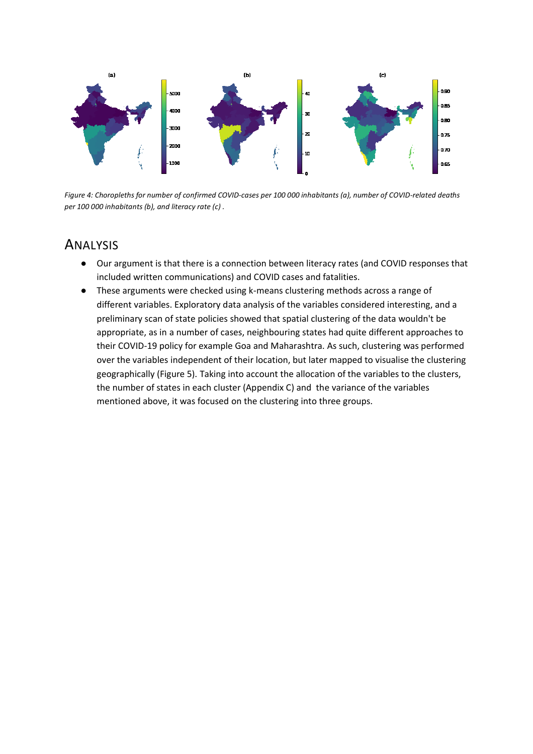*Figure 4: Choropleths for number of confirmed COVID-cases per 100 000 inhabitants (a), number of COVID-related deaths per 100 000 inhabitants (b), and literacy rate (c) .*

## Analysis

- Our argument is that there is a connection between literacy rates (and COVID responses that included written communications) and COVID cases and fatalities.
- These arguments were checked using k-means clustering methods across a range of different variables. Exploratory data analysis of the variables considered interesting, and a preliminary scan of state policies showed that spatial clustering of the data wouldn't be appropriate, as in a number of cases, neighbouring states had quite different approaches to their COVID-19 policy for example Goa and Maharashtra. As such, clustering was performed over the variables independent of their location, but later mapped to visualise the clustering geographically (Figure 5). Taking into account the allocation of the variables to the clusters, the number of states in each cluster (Appendix C) and the variance of the variables mentioned above, it was focused on the clustering into three groups.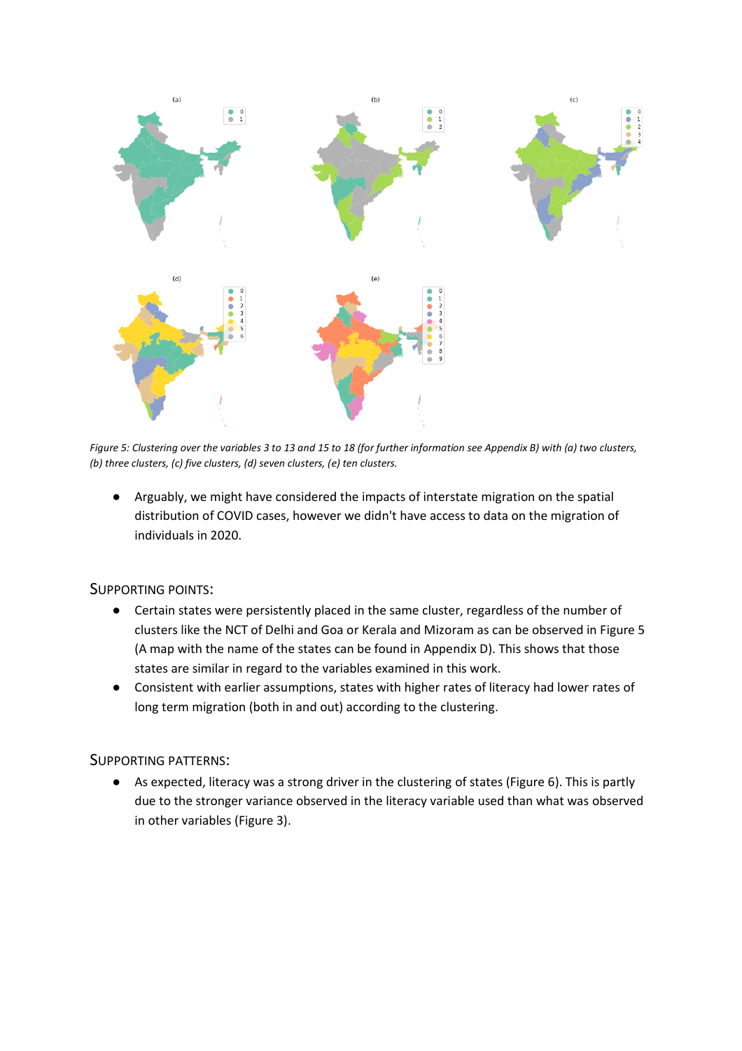*Figure 5: Clustering over the variables 3 to 13 and 15 to 18 (for further information see Appendix B) with (a) two clusters, (b) three clusters, (c) five clusters, (d) seven clusters, (e) ten clusters.*

- Arguably, we might have considered the impacts of interstate migration on the spatial distribution of COVID cases, however we didn't have access to data on the migration of individuals in 2020.

## SUPPORTING POINTS:

- Certain states were persistently placed in the same cluster, regardless of the number of clusters like the NCT of Delhi and Goa or Kerala and Mizoram as can be observed in Figure 5 (A map with the name of the states can be found in Appendix D). This shows that those states are similar in regard to the variables examined in this work.
- Consistent with earlier assumptions, states with higher rates of literacy had lower rates of long term migration (both in and out) according to the clustering.

## SUPPORTING PATTERNS:

- As expected, literacy was a strong driver in the clustering of states (Figure 6). This is partly due to the stronger variance observed in the literacy variable used than what was observed in other variables (Figure 3).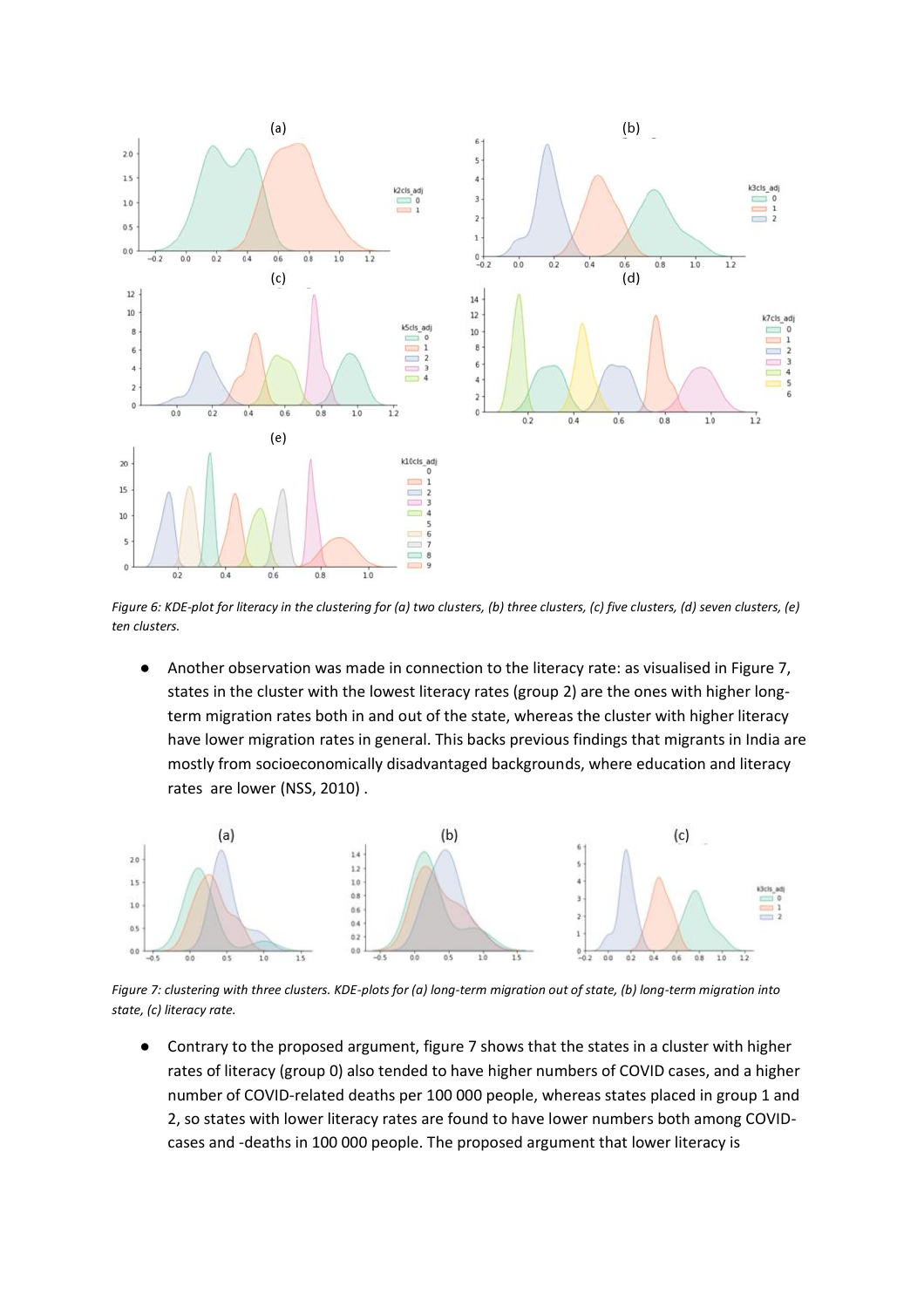*Figure 6: KDE-plot for literacy in the clustering for (a) two clusters, (b) three clusters, (c) five clusters, (d) seven clusters, (e) ten clusters.*

- Another observation was made in connection to the literacy rate: as visualised in Figure 7, states in the cluster with the lowest literacy rates (group 2) are the ones with higher long-term migration rates both in and out of the state, whereas the cluster with higher literacy have lower migration rates in general. This backs previous findings that migrants in India are mostly from socioeconomically disadvantaged backgrounds, where education and literacy rates are lower (NSS, 2010) .

*Figure 7: clustering with three clusters. KDE-plots for (a) long-term migration out of state, (b) long-term migration into state, (c) literacy rate.*

- Contrary to the proposed argument, figure 7 shows that the states in a cluster with higher rates of literacy (group 0) also tended to have higher numbers of COVID cases, and a higher number of COVID-related deaths per 100 000 people, whereas states placed in group 1 and 2, so states with lower literacy rates are found to have lower numbers both among COVID-cases and -deaths in 100 000 people. The proposed argument that lower literacy is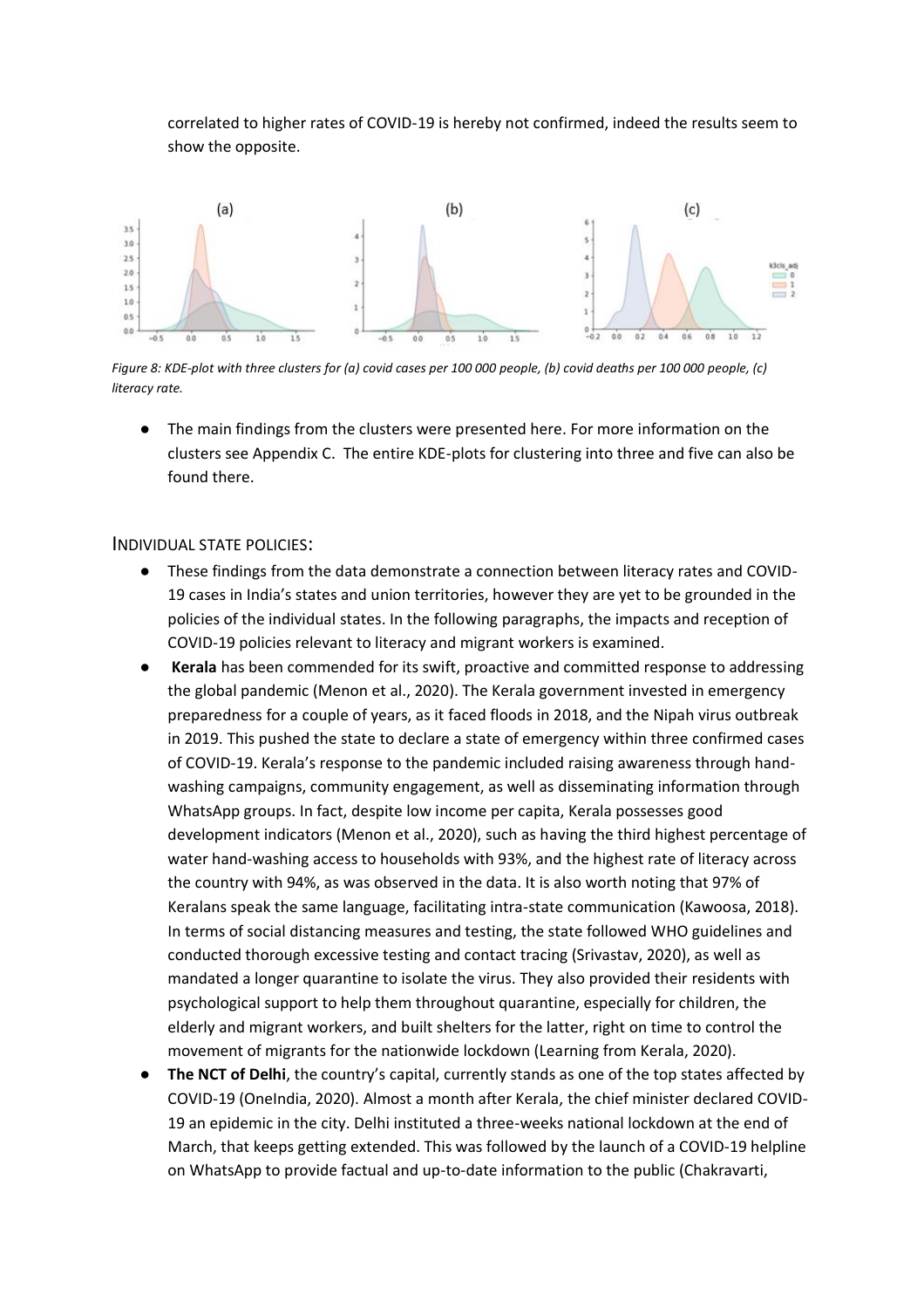correlated to higher rates of COVID-19 is hereby not confirmed, indeed the results seem to show the opposite.

*Figure 8: KDE-plot with three clusters for (a) covid cases per 100 000 people, (b) covid deaths per 100 000 people, (c) literacy rate.*

- The main findings from the clusters were presented here. For more information on the clusters see Appendix C. The entire KDE-plots for clustering into three and five can also be found there.

## INDIVIDUAL STATE POLICIES:

- These findings from the data demonstrate a connection between literacy rates and COVID-19 cases in India's states and union territories, however they are yet to be grounded in the policies of the individual states. In the following paragraphs, the impacts and reception of COVID-19 policies relevant to literacy and migrant workers is examined.
- **Kerala** has been commended for its swift, proactive and committed response to addressing the global pandemic (Menon et al., 2020). The Kerala government invested in emergency preparedness for a couple of years, as it faced floods in 2018, and the Nipah virus outbreak in 2019. This pushed the state to declare a state of emergency within three confirmed cases of COVID-19. Kerala's response to the pandemic included raising awareness through hand-washing campaigns, community engagement, as well as disseminating information through WhatsApp groups. In fact, despite low income per capita, Kerala possesses good development indicators (Menon et al., 2020), such as having the third highest percentage of water hand-washing access to households with 93%, and the highest rate of literacy across the country with 94%, as was observed in the data. It is also worth noting that 97% of Keralans speak the same language, facilitating intra-state communication (Kawoosa, 2018). In terms of social distancing measures and testing, the state followed WHO guidelines and conducted thorough excessive testing and contact tracing (Srivastav, 2020), as well as mandated a longer quarantine to isolate the virus. They also provided their residents with psychological support to help them throughout quarantine, especially for children, the elderly and migrant workers, and built shelters for the latter, right on time to control the movement of migrants for the nationwide lockdown (Learning from Kerala, 2020).
- **The NCT of Delhi**, the country's capital, currently stands as one of the top states affected by COVID-19 (OneIndia, 2020). Almost a month after Kerala, the chief minister declared COVID-19 an epidemic in the city. Delhi instituted a three-weeks national lockdown at the end of March, that keeps getting extended. This was followed by the launch of a COVID-19 helpline on WhatsApp to provide factual and up-to-date information to the public (Chakravarti,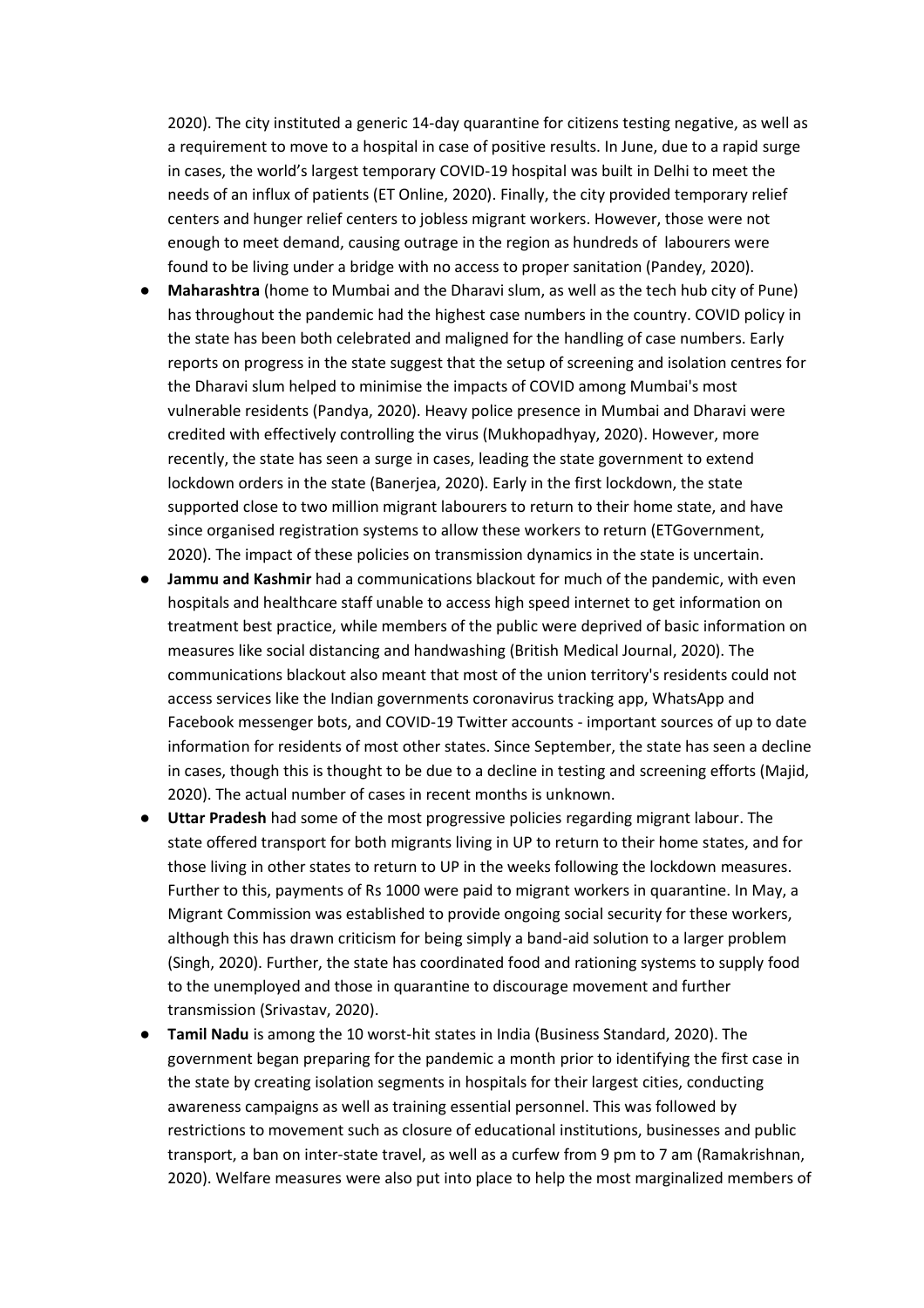2020). The city instituted a generic 14-day quarantine for citizens testing negative, as well as a requirement to move to a hospital in case of positive results. In June, due to a rapid surge in cases, the world's largest temporary COVID-19 hospital was built in Delhi to meet the needs of an influx of patients (ET Online, 2020). Finally, the city provided temporary relief centers and hunger relief centers to jobless migrant workers. However, those were not enough to meet demand, causing outrage in the region as hundreds of labourers were found to be living under a bridge with no access to proper sanitation (Pandey, 2020).

- **Maharashtra** (home to Mumbai and the Dharavi slum, as well as the tech hub city of Pune) has throughout the pandemic had the highest case numbers in the country. COVID policy in the state has been both celebrated and maligned for the handling of case numbers. Early reports on progress in the state suggest that the setup of screening and isolation centres for the Dharavi slum helped to minimise the impacts of COVID among Mumbai's most vulnerable residents (Pandya, 2020). Heavy police presence in Mumbai and Dharavi were credited with effectively controlling the virus (Mukhopadhyay, 2020). However, more recently, the state has seen a surge in cases, leading the state government to extend lockdown orders in the state (Banerjea, 2020). Early in the first lockdown, the state supported close to two million migrant labourers to return to their home state, and have since organised registration systems to allow these workers to return (ETGovernment, 2020). The impact of these policies on transmission dynamics in the state is uncertain.
- **Jammu and Kashmir** had a communications blackout for much of the pandemic, with even hospitals and healthcare staff unable to access high speed internet to get information on treatment best practice, while members of the public were deprived of basic information on measures like social distancing and handwashing (British Medical Journal, 2020). The communications blackout also meant that most of the union territory's residents could not access services like the Indian governments coronavirus tracking app, WhatsApp and Facebook messenger bots, and COVID-19 Twitter accounts - important sources of up to date information for residents of most other states. Since September, the state has seen a decline in cases, though this is thought to be due to a decline in testing and screening efforts (Majid, 2020). The actual number of cases in recent months is unknown.
- **Uttar Pradesh** had some of the most progressive policies regarding migrant labour. The state offered transport for both migrants living in UP to return to their home states, and for those living in other states to return to UP in the weeks following the lockdown measures. Further to this, payments of Rs 1000 were paid to migrant workers in quarantine. In May, a Migrant Commission was established to provide ongoing social security for these workers, although this has drawn criticism for being simply a band-aid solution to a larger problem (Singh, 2020). Further, the state has coordinated food and rationing systems to supply food to the unemployed and those in quarantine to discourage movement and further transmission (Srivastav, 2020).
- **Tamil Nadu** is among the 10 worst-hit states in India (Business Standard, 2020). The government began preparing for the pandemic a month prior to identifying the first case in the state by creating isolation segments in hospitals for their largest cities, conducting awareness campaigns as well as training essential personnel. This was followed by restrictions to movement such as closure of educational institutions, businesses and public transport, a ban on inter-state travel, as well as a curfew from 9 pm to 7 am (Ramakrishnan, 2020). Welfare measures were also put into place to help the most marginalized members of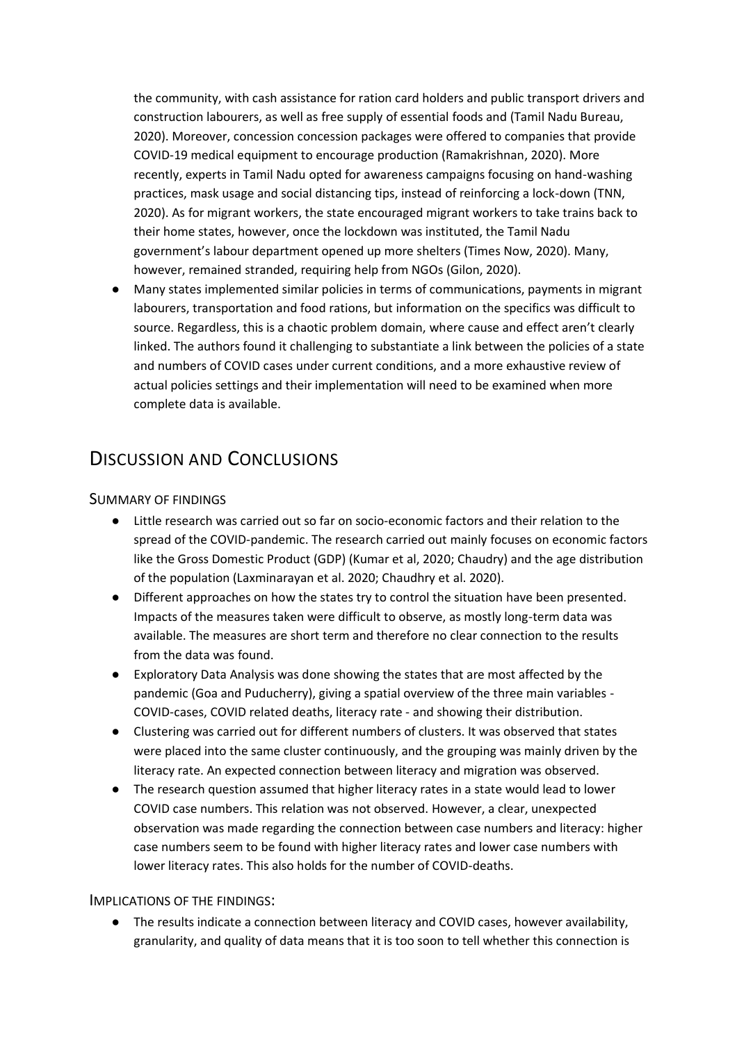the community, with cash assistance for ration card holders and public transport drivers and construction labourers, as well as free supply of essential foods and (Tamil Nadu Bureau, 2020). Moreover, concession concession packages were offered to companies that provide COVID-19 medical equipment to encourage production (Ramakrishnan, 2020). More recently, experts in Tamil Nadu opted for awareness campaigns focusing on hand-washing practices, mask usage and social distancing tips, instead of reinforcing a lock-down (TNN, 2020). As for migrant workers, the state encouraged migrant workers to take trains back to their home states, however, once the lockdown was instituted, the Tamil Nadu government's labour department opened up more shelters (Times Now, 2020). Many, however, remained stranded, requiring help from NGOs (Gilon, 2020).

- Many states implemented similar policies in terms of communications, payments in migrant labourers, transportation and food rations, but information on the specifics was difficult to source. Regardless, this is a chaotic problem domain, where cause and effect aren't clearly linked. The authors found it challenging to substantiate a link between the policies of a state and numbers of COVID cases under current conditions, and a more exhaustive review of actual policies settings and their implementation will need to be examined when more complete data is available.

# Discussion and Conclusions

## Summary of findings

- Little research was carried out so far on socio-economic factors and their relation to the spread of the COVID-pandemic. The research carried out mainly focuses on economic factors like the Gross Domestic Product (GDP) (Kumar et al, 2020; Chaudry) and the age distribution of the population (Laxminarayan et al. 2020; Chaudhry et al. 2020).
- Different approaches on how the states try to control the situation have been presented. Impacts of the measures taken were difficult to observe, as mostly long-term data was available. The measures are short term and therefore no clear connection to the results from the data was found.
- Exploratory Data Analysis was done showing the states that are most affected by the pandemic (Goa and Puducherry), giving a spatial overview of the three main variables - COVID-cases, COVID related deaths, literacy rate - and showing their distribution.
- Clustering was carried out for different numbers of clusters. It was observed that states were placed into the same cluster continuously, and the grouping was mainly driven by the literacy rate. An expected connection between literacy and migration was observed.
- The research question assumed that higher literacy rates in a state would lead to lower COVID case numbers. This relation was not observed. However, a clear, unexpected observation was made regarding the connection between case numbers and literacy: higher case numbers seem to be found with higher literacy rates and lower case numbers with lower literacy rates. This also holds for the number of COVID-deaths.

## Implications of the findings:

- The results indicate a connection between literacy and COVID cases, however availability, granularity, and quality of data means that it is too soon to tell whether this connection is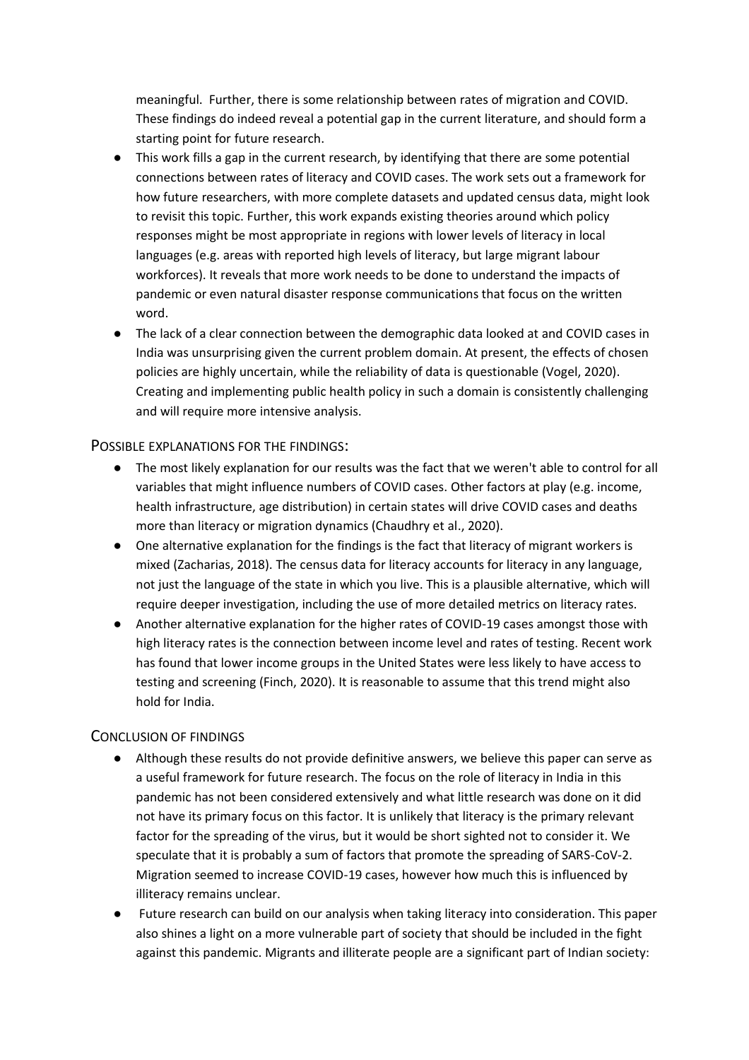meaningful. Further, there is some relationship between rates of migration and COVID. These findings do indeed reveal a potential gap in the current literature, and should form a starting point for future research.

- This work fills a gap in the current research, by identifying that there are some potential connections between rates of literacy and COVID cases. The work sets out a framework for how future researchers, with more complete datasets and updated census data, might look to revisit this topic. Further, this work expands existing theories around which policy responses might be most appropriate in regions with lower levels of literacy in local languages (e.g. areas with reported high levels of literacy, but large migrant labour workforces). It reveals that more work needs to be done to understand the impacts of pandemic or even natural disaster response communications that focus on the written word.
- The lack of a clear connection between the demographic data looked at and COVID cases in India was unsurprising given the current problem domain. At present, the effects of chosen policies are highly uncertain, while the reliability of data is questionable (Vogel, 2020). Creating and implementing public health policy in such a domain is consistently challenging and will require more intensive analysis.

## Possible explanations for the findings:

- The most likely explanation for our results was the fact that we weren't able to control for all variables that might influence numbers of COVID cases. Other factors at play (e.g. income, health infrastructure, age distribution) in certain states will drive COVID cases and deaths more than literacy or migration dynamics (Chaudhry et al., 2020).
- One alternative explanation for the findings is the fact that literacy of migrant workers is mixed (Zacharias, 2018). The census data for literacy accounts for literacy in any language, not just the language of the state in which you live. This is a plausible alternative, which will require deeper investigation, including the use of more detailed metrics on literacy rates.
- Another alternative explanation for the higher rates of COVID-19 cases amongst those with high literacy rates is the connection between income level and rates of testing. Recent work has found that lower income groups in the United States were less likely to have access to testing and screening (Finch, 2020). It is reasonable to assume that this trend might also hold for India.

## Conclusion of findings

- Although these results do not provide definitive answers, we believe this paper can serve as a useful framework for future research. The focus on the role of literacy in India in this pandemic has not been considered extensively and what little research was done on it did not have its primary focus on this factor. It is unlikely that literacy is the primary relevant factor for the spreading of the virus, but it would be short sighted not to consider it. We speculate that it is probably a sum of factors that promote the spreading of SARS-CoV-2. Migration seemed to increase COVID-19 cases, however how much this is influenced by illiteracy remains unclear.
- Future research can build on our analysis when taking literacy into consideration. This paper also shines a light on a more vulnerable part of society that should be included in the fight against this pandemic. Migrants and illiterate people are a significant part of Indian society: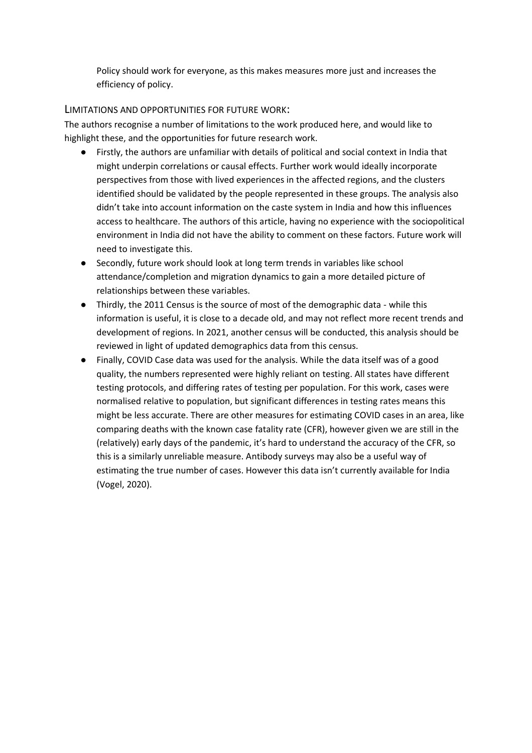Policy should work for everyone, as this makes measures more just and increases the efficiency of policy.

## LIMITATIONS AND OPPORTUNITIES FOR FUTURE WORK:

The authors recognise a number of limitations to the work produced here, and would like to highlight these, and the opportunities for future research work.

- Firstly, the authors are unfamiliar with details of political and social context in India that might underpin correlations or causal effects. Further work would ideally incorporate perspectives from those with lived experiences in the affected regions, and the clusters identified should be validated by the people represented in these groups. The analysis also didn't take into account information on the caste system in India and how this influences access to healthcare. The authors of this article, having no experience with the sociopolitical environment in India did not have the ability to comment on these factors. Future work will need to investigate this.
- Secondly, future work should look at long term trends in variables like school attendance/completion and migration dynamics to gain a more detailed picture of relationships between these variables.
- Thirdly, the 2011 Census is the source of most of the demographic data - while this information is useful, it is close to a decade old, and may not reflect more recent trends and development of regions. In 2021, another census will be conducted, this analysis should be reviewed in light of updated demographics data from this census.
- Finally, COVID Case data was used for the analysis. While the data itself was of a good quality, the numbers represented were highly reliant on testing. All states have different testing protocols, and differing rates of testing per population. For this work, cases were normalised relative to population, but significant differences in testing rates means this might be less accurate. There are other measures for estimating COVID cases in an area, like comparing deaths with the known case fatality rate (CFR), however given we are still in the (relatively) early days of the pandemic, it's hard to understand the accuracy of the CFR, so this is a similarly unreliable measure. Antibody surveys may also be a useful way of estimating the true number of cases. However this data isn't currently available for India (Vogel, 2020).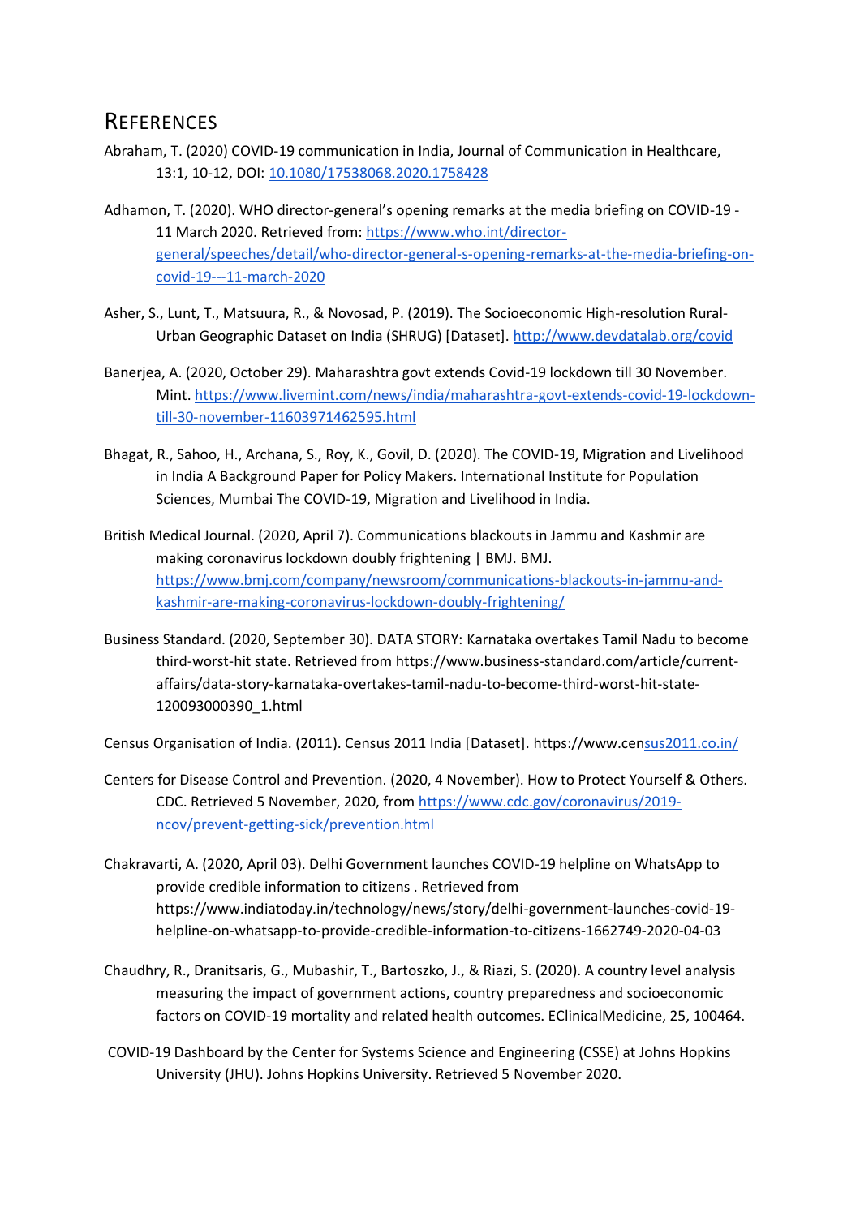## References

Abraham, T. (2020) COVID-19 communication in India, Journal of Communication in Healthcare, 13:1, 10-12, DOI: 10.1080/17538068.2020.1758428

Adhamon, T. (2020). WHO director-general's opening remarks at the media briefing on COVID-19 - 11 March 2020. Retrieved from: https://www.who.int/director-general/speeches/detail/who-director-general-s-opening-remarks-at-the-media-briefing-on-covid-19---11-march-2020

Asher, S., Lunt, T., Matsuura, R., & Novosad, P. (2019). The Socioeconomic High-resolution Rural-Urban Geographic Dataset on India (SHRUG) [Dataset]. http://www.devdatalab.org/covid

Banerjea, A. (2020, October 29). Maharashtra govt extends Covid-19 lockdown till 30 November. Mint. https://www.livemint.com/news/india/maharashtra-govt-extends-covid-19-lockdown-till-30-november-11603971462595.html

Bhagat, R., Sahoo, H., Archana, S., Roy, K., Govil, D. (2020). The COVID-19, Migration and Livelihood in India A Background Paper for Policy Makers. International Institute for Population Sciences, Mumbai The COVID-19, Migration and Livelihood in India.

British Medical Journal. (2020, April 7). Communications blackouts in Jammu and Kashmir are making coronavirus lockdown doubly frightening | BMJ. BMJ. https://www.bmj.com/company/newsroom/communications-blackouts-in-jammu-and-kashmir-are-making-coronavirus-lockdown-doubly-frightening/

Business Standard. (2020, September 30). DATA STORY: Karnataka overtakes Tamil Nadu to become third-worst-hit state. Retrieved from https://www.business-standard.com/article/current-affairs/data-story-karnataka-overtakes-tamil-nadu-to-become-third-worst-hit-state-120093000390_1.html

Census Organisation of India. (2011). Census 2011 India [Dataset]. https://www.census2011.co.in/

Centers for Disease Control and Prevention. (2020, 4 November). How to Protect Yourself & Others. CDC. Retrieved 5 November, 2020, from https://www.cdc.gov/coronavirus/2019-ncov/prevent-getting-sick/prevention.html

Chakravarti, A. (2020, April 03). Delhi Government launches COVID-19 helpline on WhatsApp to provide credible information to citizens . Retrieved from https://www.indiatoday.in/technology/news/story/delhi-government-launches-covid-19-helpline-on-whatsapp-to-provide-credible-information-to-citizens-1662749-2020-04-03

Chaudhry, R., Dranitsaris, G., Mubashir, T., Bartoszko, J., & Riazi, S. (2020). A country level analysis measuring the impact of government actions, country preparedness and socioeconomic factors on COVID-19 mortality and related health outcomes. EClinicalMedicine, 25, 100464.

COVID-19 Dashboard by the Center for Systems Science and Engineering (CSSE) at Johns Hopkins University (JHU). Johns Hopkins University. Retrieved 5 November 2020.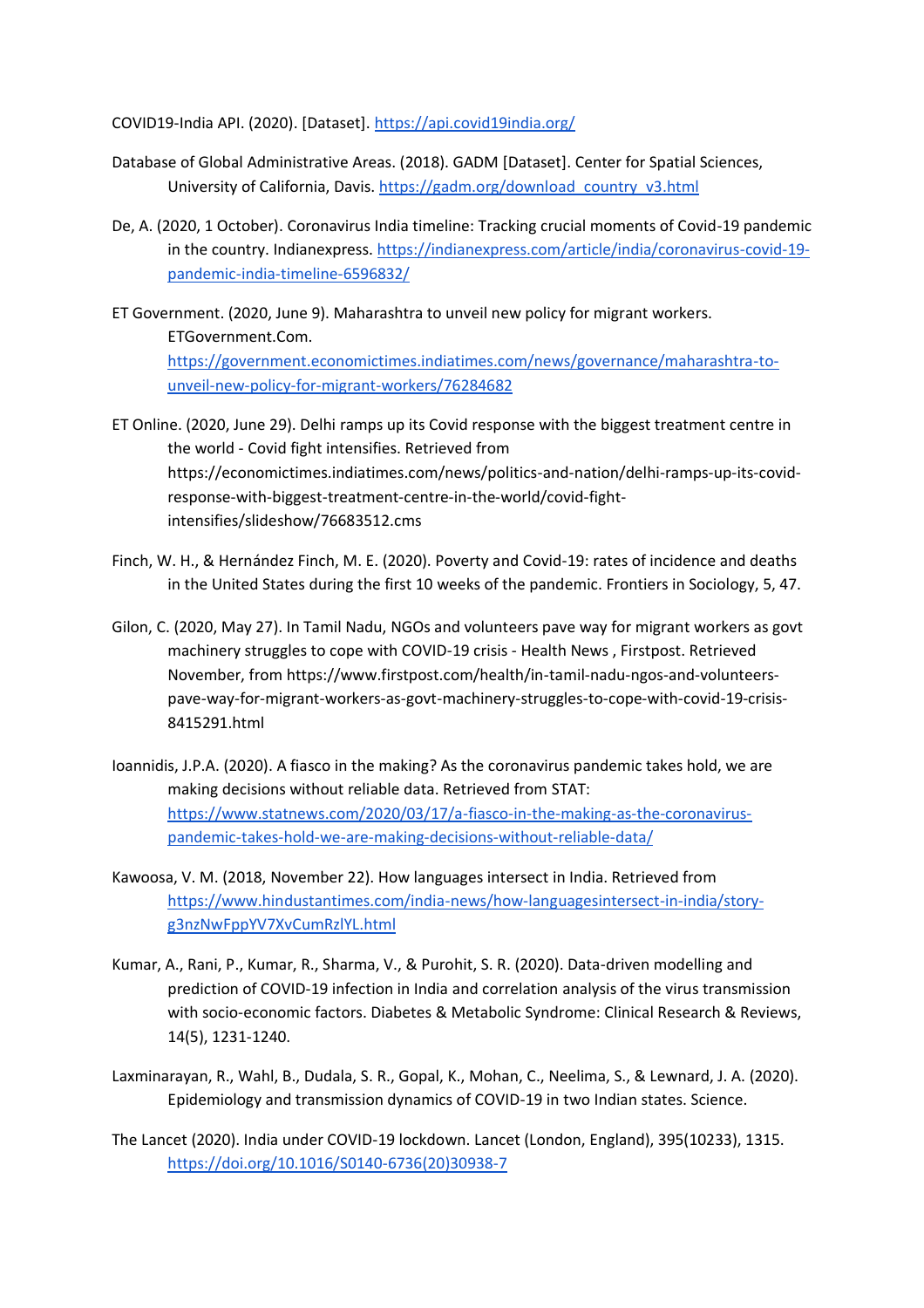COVID19-India API. (2020). [Dataset]. https://api.covid19india.org/

Database of Global Administrative Areas. (2018). GADM [Dataset]. Center for Spatial Sciences, University of California, Davis. https://gadm.org/download_country_v3.html

De, A. (2020, 1 October). Coronavirus India timeline: Tracking crucial moments of Covid-19 pandemic in the country. Indianexpress. https://indianexpress.com/article/india/coronavirus-covid-19-pandemic-india-timeline-6596832/

ET Government. (2020, June 9). Maharashtra to unveil new policy for migrant workers. ETGovernment.Com. https://government.economictimes.indiatimes.com/news/governance/maharashtra-to-unveil-new-policy-for-migrant-workers/76284682

ET Online. (2020, June 29). Delhi ramps up its Covid response with the biggest treatment centre in the world - Covid fight intensifies. Retrieved from https://economictimes.indiatimes.com/news/politics-and-nation/delhi-ramps-up-its-covid-response-with-biggest-treatment-centre-in-the-world/covid-fight-intensifies/slideshow/76683512.cms

Finch, W. H., & Hernández Finch, M. E. (2020). Poverty and Covid-19: rates of incidence and deaths in the United States during the first 10 weeks of the pandemic. Frontiers in Sociology, 5, 47.

Gilon, C. (2020, May 27). In Tamil Nadu, NGOs and volunteers pave way for migrant workers as govt machinery struggles to cope with COVID-19 crisis - Health News , Firstpost. Retrieved November, from https://www.firstpost.com/health/in-tamil-nadu-ngos-and-volunteers-pave-way-for-migrant-workers-as-govt-machinery-struggles-to-cope-with-covid-19-crisis-8415291.html

Ioannidis, J.P.A. (2020). A fiasco in the making? As the coronavirus pandemic takes hold, we are making decisions without reliable data. Retrieved from STAT: https://www.statnews.com/2020/03/17/a-fiasco-in-the-making-as-the-coronavirus-pandemic-takes-hold-we-are-making-decisions-without-reliable-data/

Kawoosa, V. M. (2018, November 22). How languages intersect in India. Retrieved from https://www.hindustantimes.com/india-news/how-languagesintersect-in-india/story-g3nzNwFppYV7XvCumRzlYL.html

Kumar, A., Rani, P., Kumar, R., Sharma, V., & Purohit, S. R. (2020). Data-driven modelling and prediction of COVID-19 infection in India and correlation analysis of the virus transmission with socio-economic factors. Diabetes & Metabolic Syndrome: Clinical Research & Reviews, 14(5), 1231-1240.

Laxminarayan, R., Wahl, B., Dudala, S. R., Gopal, K., Mohan, C., Neelima, S., & Lewnard, J. A. (2020). Epidemiology and transmission dynamics of COVID-19 in two Indian states. Science.

The Lancet (2020). India under COVID-19 lockdown. Lancet (London, England), 395(10233), 1315. https://doi.org/10.1016/S0140-6736(20)30938-7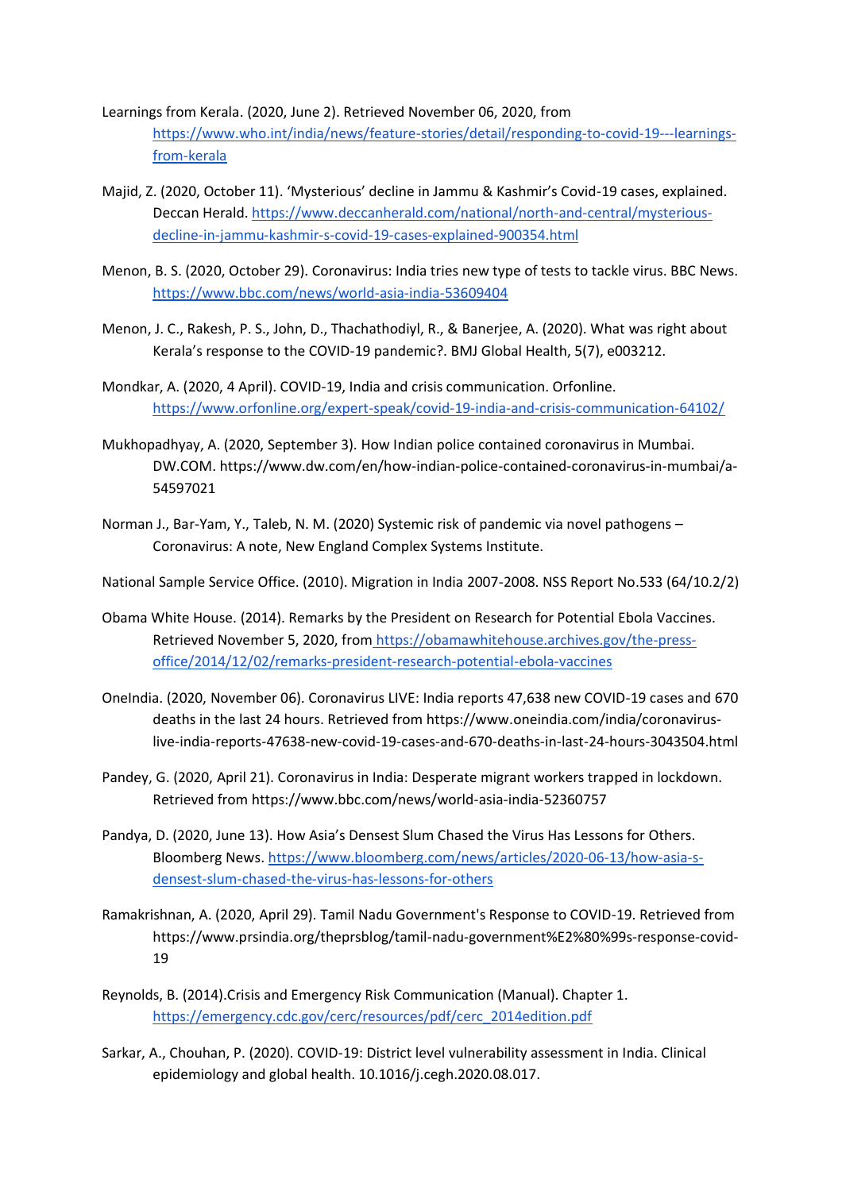Learnings from Kerala. (2020, June 2). Retrieved November 06, 2020, from https://www.who.int/india/news/feature-stories/detail/responding-to-covid-19---learnings-from-kerala

Majid, Z. (2020, October 11). 'Mysterious' decline in Jammu & Kashmir's Covid-19 cases, explained. Deccan Herald. https://www.deccanherald.com/national/north-and-central/mysterious-decline-in-jammu-kashmir-s-covid-19-cases-explained-900354.html

Menon, B. S. (2020, October 29). Coronavirus: India tries new type of tests to tackle virus. BBC News. https://www.bbc.com/news/world-asia-india-53609404

Menon, J. C., Rakesh, P. S., John, D., Thachathodiyl, R., & Banerjee, A. (2020). What was right about Kerala's response to the COVID-19 pandemic?. BMJ Global Health, 5(7), e003212.

Mondkar, A. (2020, 4 April). COVID-19, India and crisis communication. Orfonline. https://www.orfonline.org/expert-speak/covid-19-india-and-crisis-communication-64102/

Mukhopadhyay, A. (2020, September 3). How Indian police contained coronavirus in Mumbai. DW.COM. https://www.dw.com/en/how-indian-police-contained-coronavirus-in-mumbai/a-54597021

Norman J., Bar-Yam, Y., Taleb, N. M. (2020) Systemic risk of pandemic via novel pathogens – Coronavirus: A note, New England Complex Systems Institute.

National Sample Service Office. (2010). Migration in India 2007-2008. NSS Report No.533 (64/10.2/2)

Obama White House. (2014). Remarks by the President on Research for Potential Ebola Vaccines. Retrieved November 5, 2020, from https://obamawhitehouse.archives.gov/the-press-office/2014/12/02/remarks-president-research-potential-ebola-vaccines

OneIndia. (2020, November 06). Coronavirus LIVE: India reports 47,638 new COVID-19 cases and 670 deaths in the last 24 hours. Retrieved from https://www.oneindia.com/india/coronavirus-live-india-reports-47638-new-covid-19-cases-and-670-deaths-in-last-24-hours-3043504.html

Pandey, G. (2020, April 21). Coronavirus in India: Desperate migrant workers trapped in lockdown. Retrieved from https://www.bbc.com/news/world-asia-india-52360757

Pandya, D. (2020, June 13). How Asia's Densest Slum Chased the Virus Has Lessons for Others. Bloomberg News. https://www.bloomberg.com/news/articles/2020-06-13/how-asia-s-densest-slum-chased-the-virus-has-lessons-for-others

Ramakrishnan, A. (2020, April 29). Tamil Nadu Government's Response to COVID-19. Retrieved from https://www.prsindia.org/theprsblog/tamil-nadu-government%E2%80%99s-response-covid-19

Reynolds, B. (2014).Crisis and Emergency Risk Communication (Manual). Chapter 1. https://emergency.cdc.gov/cerc/resources/pdf/cerc_2014edition.pdf

Sarkar, A., Chouhan, P. (2020). COVID-19: District level vulnerability assessment in India. Clinical epidemiology and global health. 10.1016/j.cegh.2020.08.017.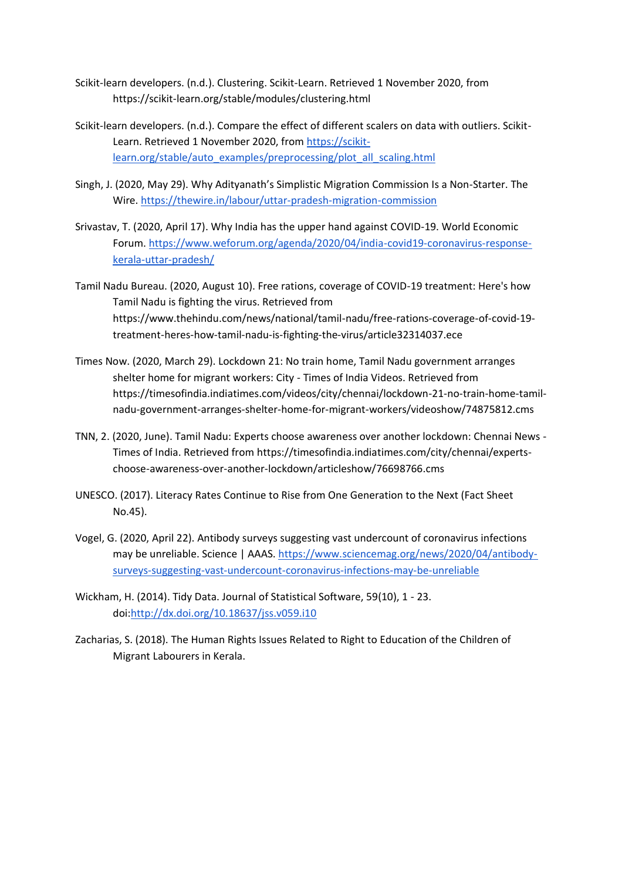Scikit-learn developers. (n.d.). Clustering. Scikit-Learn. Retrieved 1 November 2020, from https://scikit-learn.org/stable/modules/clustering.html

Scikit-learn developers. (n.d.). Compare the effect of different scalers on data with outliers. Scikit-Learn. Retrieved 1 November 2020, from https://scikit-learn.org/stable/auto_examples/preprocessing/plot_all_scaling.html

Singh, J. (2020, May 29). Why Adityanath's Simplistic Migration Commission Is a Non-Starter. The Wire. https://thewire.in/labour/uttar-pradesh-migration-commission

Srivastav, T. (2020, April 17). Why India has the upper hand against COVID-19. World Economic Forum. https://www.weforum.org/agenda/2020/04/india-covid19-coronavirus-response-kerala-uttar-pradesh/

Tamil Nadu Bureau. (2020, August 10). Free rations, coverage of COVID-19 treatment: Here's how Tamil Nadu is fighting the virus. Retrieved from https://www.thehindu.com/news/national/tamil-nadu/free-rations-coverage-of-covid-19-treatment-heres-how-tamil-nadu-is-fighting-the-virus/article32314037.ece

Times Now. (2020, March 29). Lockdown 21: No train home, Tamil Nadu government arranges shelter home for migrant workers: City - Times of India Videos. Retrieved from https://timesofindia.indiatimes.com/videos/city/chennai/lockdown-21-no-train-home-tamil-nadu-government-arranges-shelter-home-for-migrant-workers/videoshow/74875812.cms

TNN, 2. (2020, June). Tamil Nadu: Experts choose awareness over another lockdown: Chennai News - Times of India. Retrieved from https://timesofindia.indiatimes.com/city/chennai/experts-choose-awareness-over-another-lockdown/articleshow/76698766.cms

UNESCO. (2017). Literacy Rates Continue to Rise from One Generation to the Next (Fact Sheet No.45).

Vogel, G. (2020, April 22). Antibody surveys suggesting vast undercount of coronavirus infections may be unreliable. Science | AAAS. https://www.sciencemag.org/news/2020/04/antibody-surveys-suggesting-vast-undercount-coronavirus-infections-may-be-unreliable

Wickham, H. (2014). Tidy Data. Journal of Statistical Software, 59(10), 1 - 23. doi:http://dx.doi.org/10.18637/jss.v059.i10

Zacharias, S. (2018). The Human Rights Issues Related to Right to Education of the Children of Migrant Labourers in Kerala.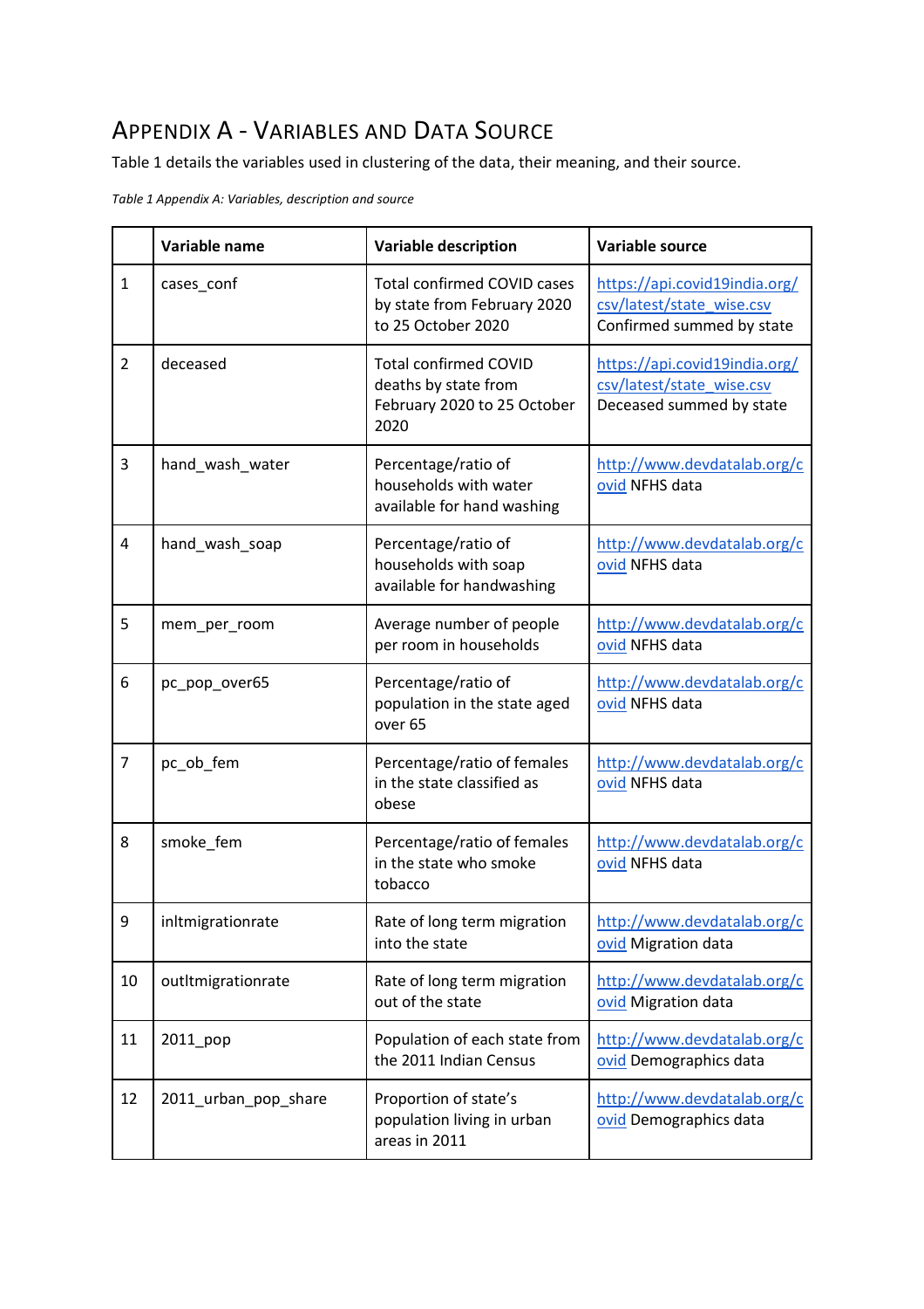## APPENDIX A - VARIABLES AND DATA SOURCE

Table 1 details the variables used in clustering of the data, their meaning, and their source.

*Table 1 Appendix A: Variables, description and source*

| | Variable name | Variable description | Variable source |
|---|---|---|---|
| 1 | cases_conf | Total confirmed COVID cases by state from February 2020 to 25 October 2020 | https://api.covid19india.org/csv/latest/state_wise.csv Confirmed summed by state |
| 2 | deceased | Total confirmed COVID deaths by state from February 2020 to 25 October 2020 | https://api.covid19india.org/csv/latest/state_wise.csv Deceased summed by state |
| 3 | hand_wash_water | Percentage/ratio of households with water available for hand washing | http://www.devdatalab.org/covid NFHS data |
| 4 | hand_wash_soap | Percentage/ratio of households with soap available for handwashing | http://www.devdatalab.org/covid NFHS data |
| 5 | mem_per_room | Average number of people per room in households | http://www.devdatalab.org/covid NFHS data |
| 6 | pc_pop_over65 | Percentage/ratio of population in the state aged over 65 | http://www.devdatalab.org/covid NFHS data |
| 7 | pc_ob_fem | Percentage/ratio of females in the state classified as obese | http://www.devdatalab.org/covid NFHS data |
| 8 | smoke_fem | Percentage/ratio of females in the state who smoke tobacco | http://www.devdatalab.org/covid NFHS data |
| 9 | inltmigrationrate | Rate of long term migration into the state | http://www.devdatalab.org/covid Migration data |
| 10 | outltmigrationrate | Rate of long term migration out of the state | http://www.devdatalab.org/covid Migration data |
| 11 | 2011_pop | Population of each state from the 2011 Indian Census | http://www.devdatalab.org/covid Demographics data |
| 12 | 2011_urban_pop_share | Proportion of state's population living in urban areas in 2011 | http://www.devdatalab.org/covid Demographics data |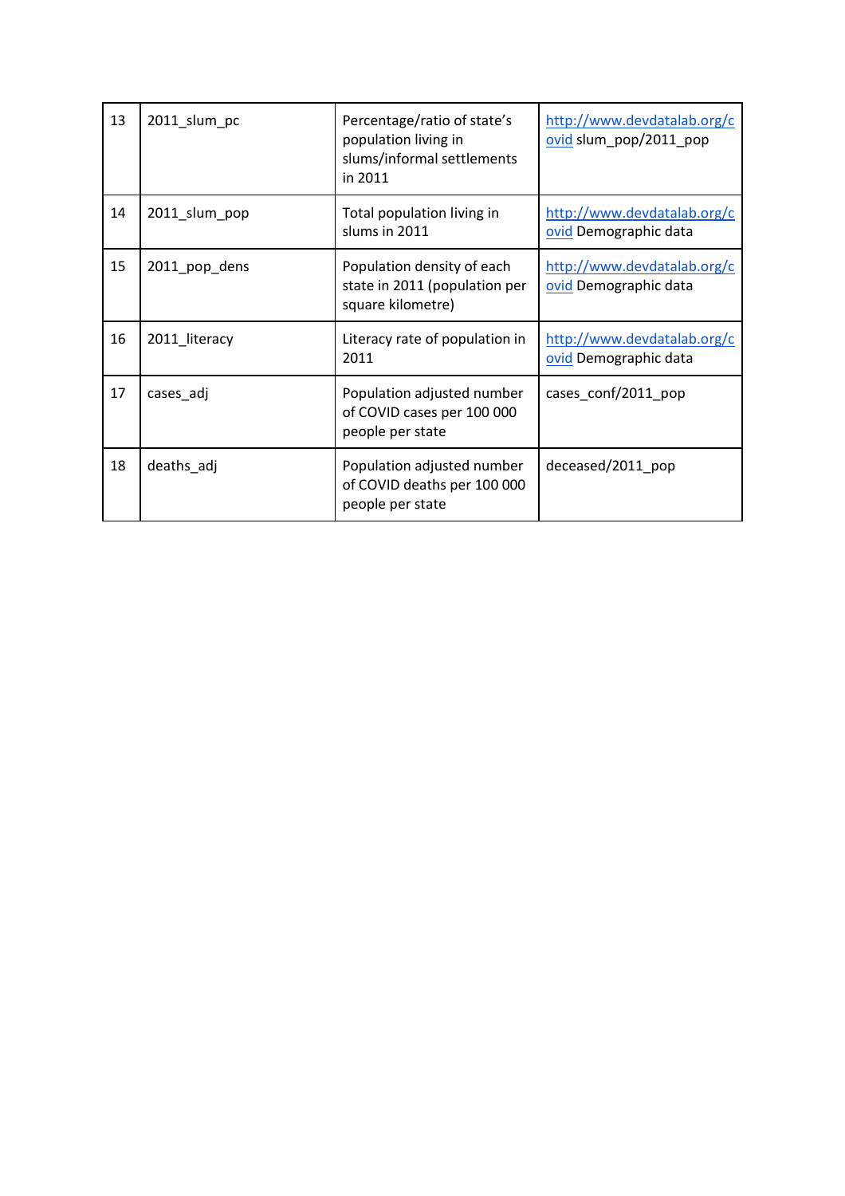| 13 | 2011_slum_pc | Percentage/ratio of state's population living in slums/informal settlements in 2011 | http://www.devdatalab.org/covid slum_pop/2011_pop |
|---|---|---|---|
| 14 | 2011_slum_pop | Total population living in slums in 2011 | http://www.devdatalab.org/covid Demographic data |
| 15 | 2011_pop_dens | Population density of each state in 2011 (population per square kilometre) | http://www.devdatalab.org/covid Demographic data |
| 16 | 2011_literacy | Literacy rate of population in 2011 | http://www.devdatalab.org/covid Demographic data |
| 17 | cases_adj | Population adjusted number of COVID cases per 100 000 people per state | cases_conf/2011_pop |
| 18 | deaths_adj | Population adjusted number of COVID deaths per 100 000 people per state | deceased/2011_pop |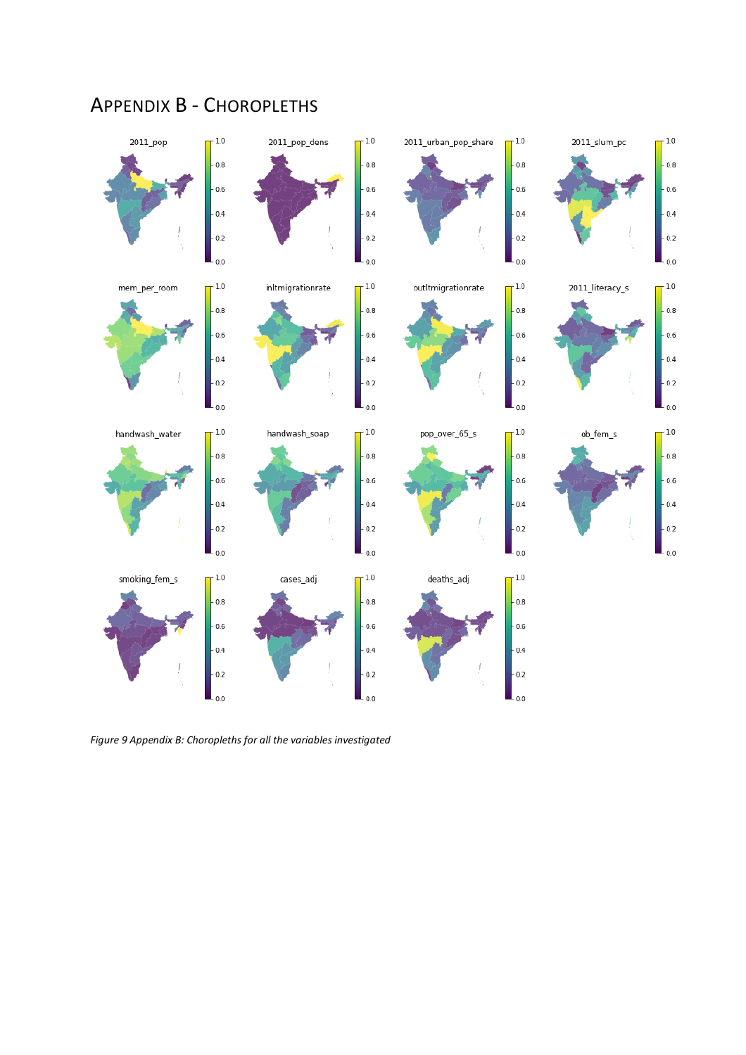# Appendix B - Choropleths

*Figure 9 Appendix B: Choropleths for all the variables investigated*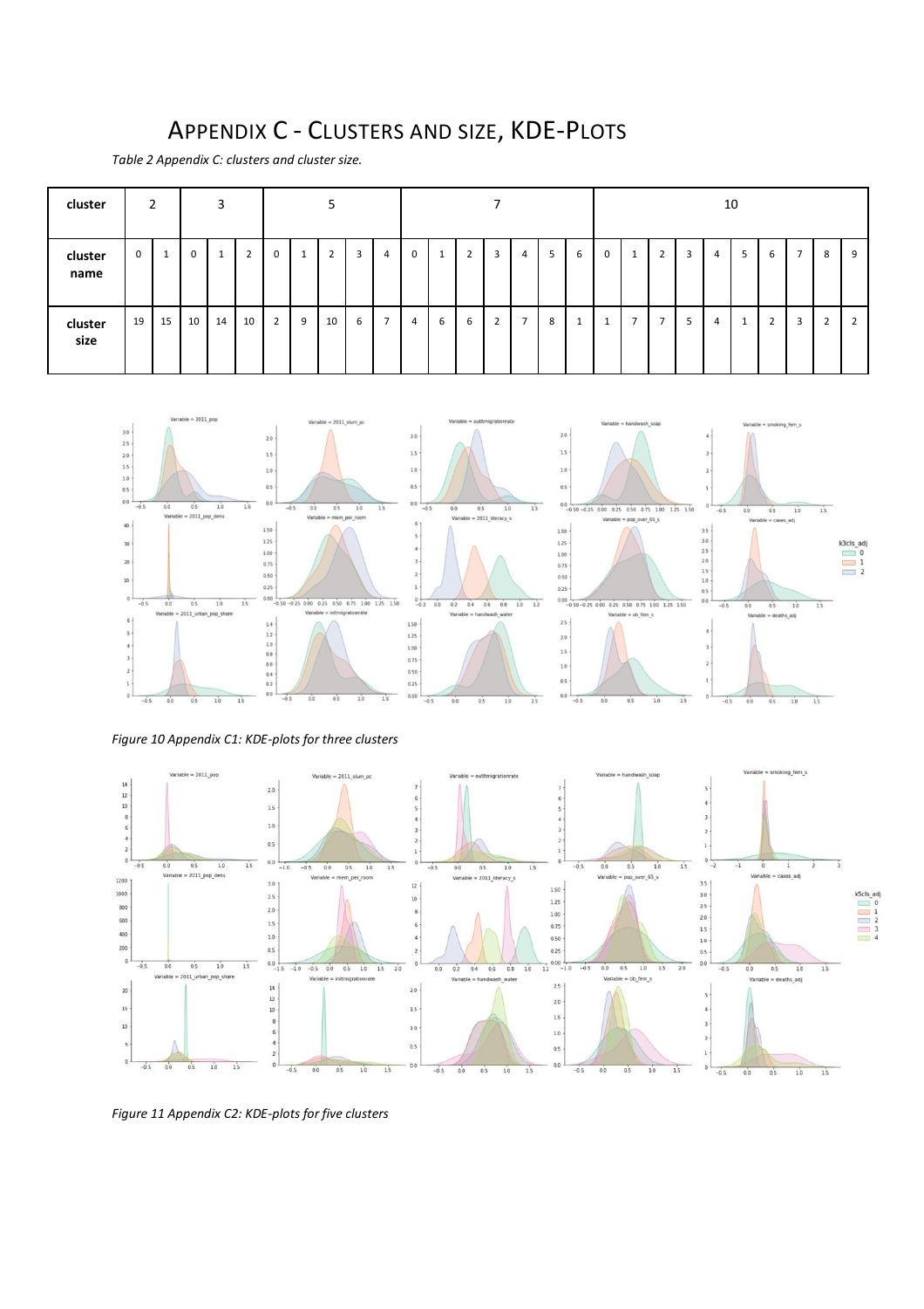# APPENDIX C - CLUSTERS AND SIZE, KDE-PLOTS

*Table 2 Appendix C: clusters and cluster size.*

| cluster | 2 | | 3 | | | 5 | | | | | 7 | | | | | | | 10 | | | | | | | | | |
|---|---|---|---|---|---|---|---|---|---|---|---|---|---|---|---|---|---|---|---|---|---|---|---|---|---|---|---|
| cluster name | 0 | 1 | 0 | 1 | 2 | 0 | 1 | 2 | 3 | 4 | 0 | 1 | 2 | 3 | 4 | 5 | 6 | 0 | 1 | 2 | 3 | 4 | 5 | 6 | 7 | 8 | 9 |
| cluster size | 19 | 15 | 10 | 14 | 10 | 2 | 9 | 10 | 6 | 7 | 4 | 6 | 6 | 2 | 7 | 8 | 1 | 1 | 7 | 7 | 5 | 4 | 1 | 2 | 3 | 2 | 2 |

*Figure 10 Appendix C1: KDE-plots for three clusters*

*Figure 11 Appendix C2: KDE-plots for five clusters*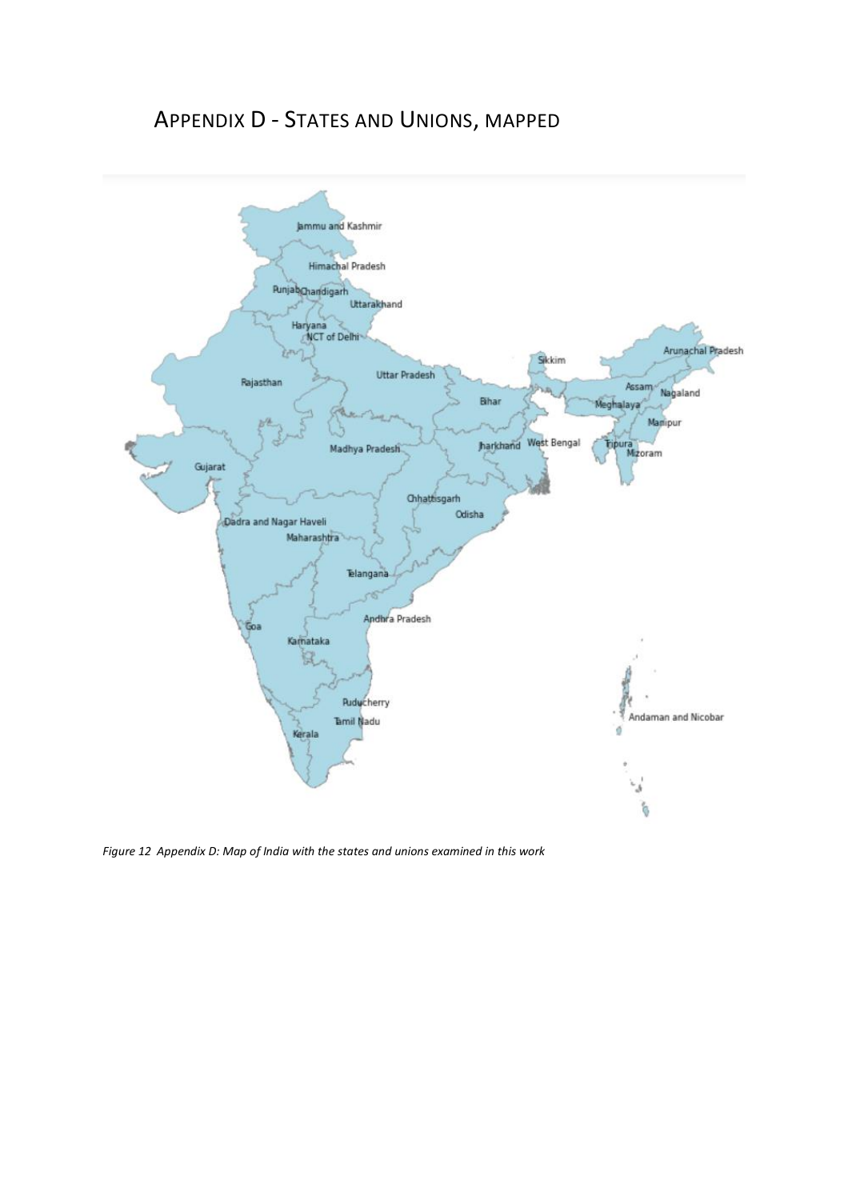## APPENDIX D - STATES AND UNIONS, MAPPED

Jammu and Kashmir
Himachal Pradesh
Punjab
Chandigarh
Uttarakhand
Haryana
NCT of Delhi
Arunachal Pradesh
Sikkim
Rajasthan
Uttar Pradesh
Assam
Nagaland
Bihar
Meghalaya
Manipur
Madhya Pradesh
Jharkhand
West Bengal
Tripura
Mizoram
Gujarat
Chhattisgarh
Odisha
Dadra and Nagar Haveli
Maharashtra
Telangana
Andhra Pradesh
Goa
Karnataka
Puducherry
Tamil Nadu
Andaman and Nicobar
Kerala

*Figure 12 Appendix D: Map of India with the states and unions examined in this work*